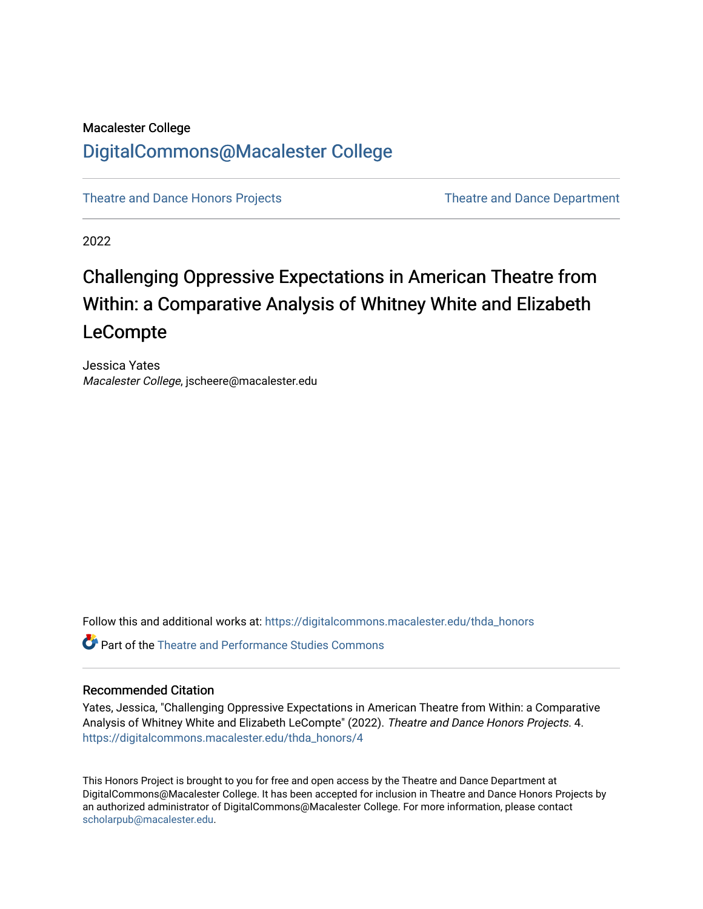Macalester College

DigitalCommons@Macalester College

Theatre and Dance Honors Projects

Theatre and Dance Department

2022

# Challenging Oppressive Expectations in American Theatre from Within: a Comparative Analysis of Whitney White and Elizabeth LeCompte

Jessica Yates
*Macalester College*, jscheere@macalester.edu

Follow this and additional works at: https://digitalcommons.macalester.edu/thda_honors

Part of the Theatre and Performance Studies Commons

## Recommended Citation

Yates, Jessica, "Challenging Oppressive Expectations in American Theatre from Within: a Comparative Analysis of Whitney White and Elizabeth LeCompte" (2022). *Theatre and Dance Honors Projects*. 4.
https://digitalcommons.macalester.edu/thda_honors/4

This Honors Project is brought to you for free and open access by the Theatre and Dance Department at DigitalCommons@Macalester College. It has been accepted for inclusion in Theatre and Dance Honors Projects by an authorized administrator of DigitalCommons@Macalester College. For more information, please contact scholarpub@macalester.edu.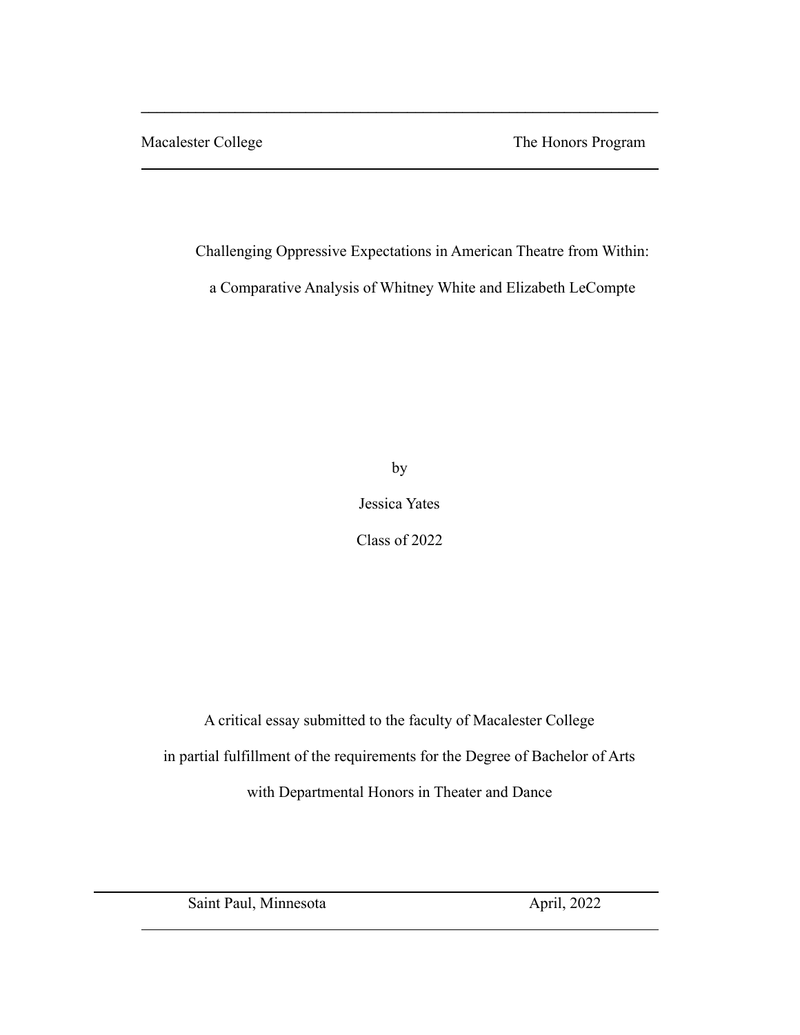Macalester College — The Honors Program

# Challenging Oppressive Expectations in American Theatre from Within: a Comparative Analysis of Whitney White and Elizabeth LeCompte

by

Jessica Yates

Class of 2022

A critical essay submitted to the faculty of Macalester College in partial fulfillment of the requirements for the Degree of Bachelor of Arts with Departmental Honors in Theater and Dance

Saint Paul, Minnesota — April, 2022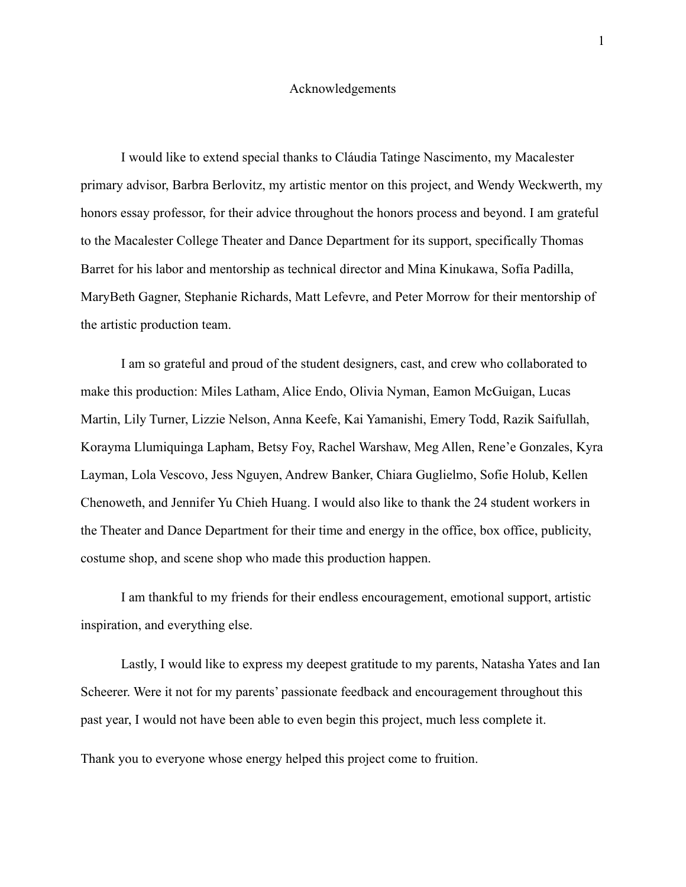# Acknowledgements

I would like to extend special thanks to Cláudia Tatinge Nascimento, my Macalester primary advisor, Barbra Berlovitz, my artistic mentor on this project, and Wendy Weckwerth, my honors essay professor, for their advice throughout the honors process and beyond. I am grateful to the Macalester College Theater and Dance Department for its support, specifically Thomas Barret for his labor and mentorship as technical director and Mina Kinukawa, Sofía Padilla, MaryBeth Gagner, Stephanie Richards, Matt Lefevre, and Peter Morrow for their mentorship of the artistic production team.

I am so grateful and proud of the student designers, cast, and crew who collaborated to make this production: Miles Latham, Alice Endo, Olivia Nyman, Eamon McGuigan, Lucas Martin, Lily Turner, Lizzie Nelson, Anna Keefe, Kai Yamanishi, Emery Todd, Razik Saifullah, Korayma Llumiquinga Lapham, Betsy Foy, Rachel Warshaw, Meg Allen, Rene'e Gonzales, Kyra Layman, Lola Vescovo, Jess Nguyen, Andrew Banker, Chiara Guglielmo, Sofie Holub, Kellen Chenoweth, and Jennifer Yu Chieh Huang. I would also like to thank the 24 student workers in the Theater and Dance Department for their time and energy in the office, box office, publicity, costume shop, and scene shop who made this production happen.

I am thankful to my friends for their endless encouragement, emotional support, artistic inspiration, and everything else.

Lastly, I would like to express my deepest gratitude to my parents, Natasha Yates and Ian Scheerer. Were it not for my parents' passionate feedback and encouragement throughout this past year, I would not have been able to even begin this project, much less complete it.

Thank you to everyone whose energy helped this project come to fruition.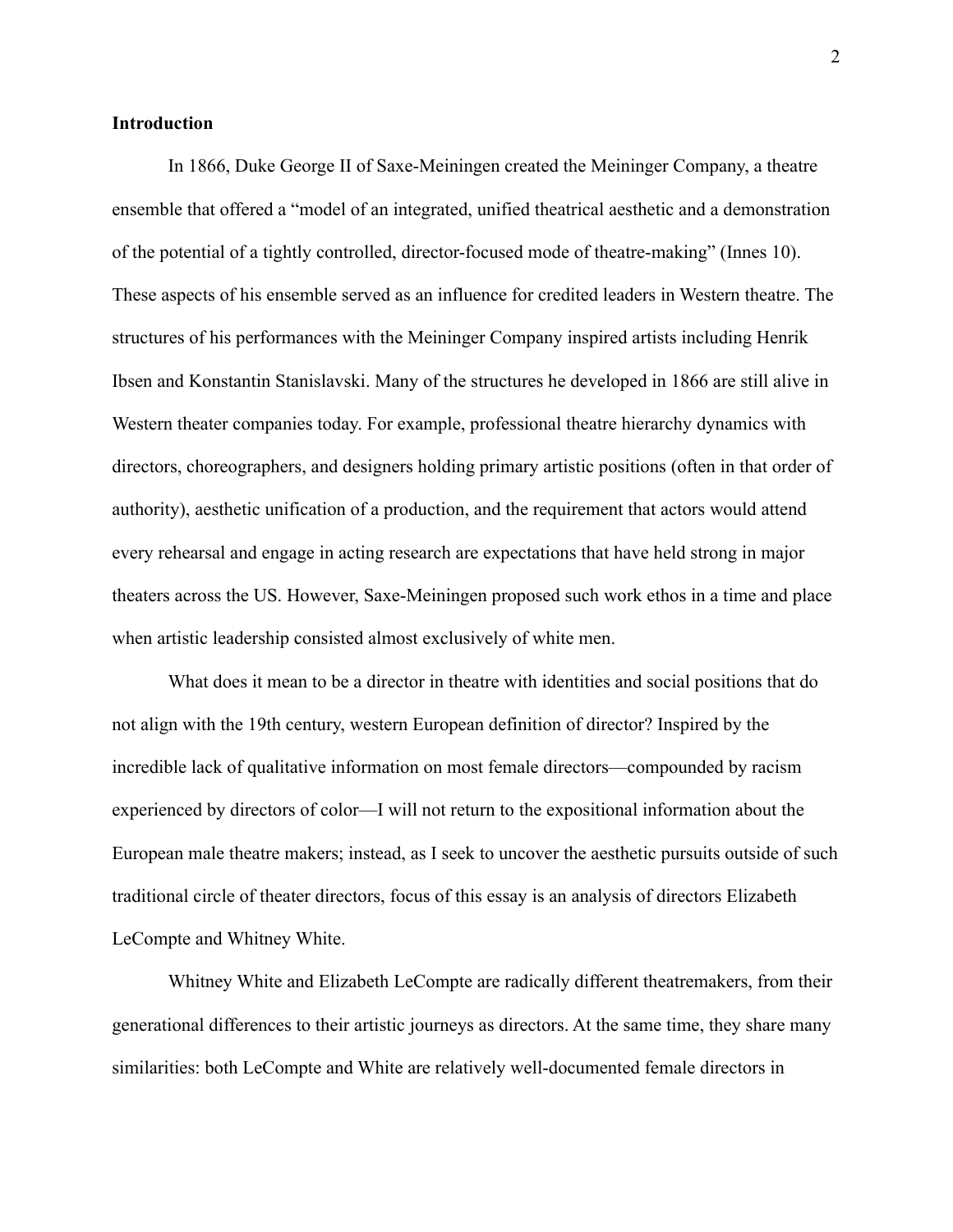**Introduction**

In 1866, Duke George II of Saxe-Meiningen created the Meininger Company, a theatre ensemble that offered a "model of an integrated, unified theatrical aesthetic and a demonstration of the potential of a tightly controlled, director-focused mode of theatre-making" (Innes 10). These aspects of his ensemble served as an influence for credited leaders in Western theatre. The structures of his performances with the Meininger Company inspired artists including Henrik Ibsen and Konstantin Stanislavski. Many of the structures he developed in 1866 are still alive in Western theater companies today. For example, professional theatre hierarchy dynamics with directors, choreographers, and designers holding primary artistic positions (often in that order of authority), aesthetic unification of a production, and the requirement that actors would attend every rehearsal and engage in acting research are expectations that have held strong in major theaters across the US. However, Saxe-Meiningen proposed such work ethos in a time and place when artistic leadership consisted almost exclusively of white men.

What does it mean to be a director in theatre with identities and social positions that do not align with the 19th century, western European definition of director? Inspired by the incredible lack of qualitative information on most female directors—compounded by racism experienced by directors of color—I will not return to the expositional information about the European male theatre makers; instead, as I seek to uncover the aesthetic pursuits outside of such traditional circle of theater directors, focus of this essay is an analysis of directors Elizabeth LeCompte and Whitney White.

Whitney White and Elizabeth LeCompte are radically different theatremakers, from their generational differences to their artistic journeys as directors. At the same time, they share many similarities: both LeCompte and White are relatively well-documented female directors in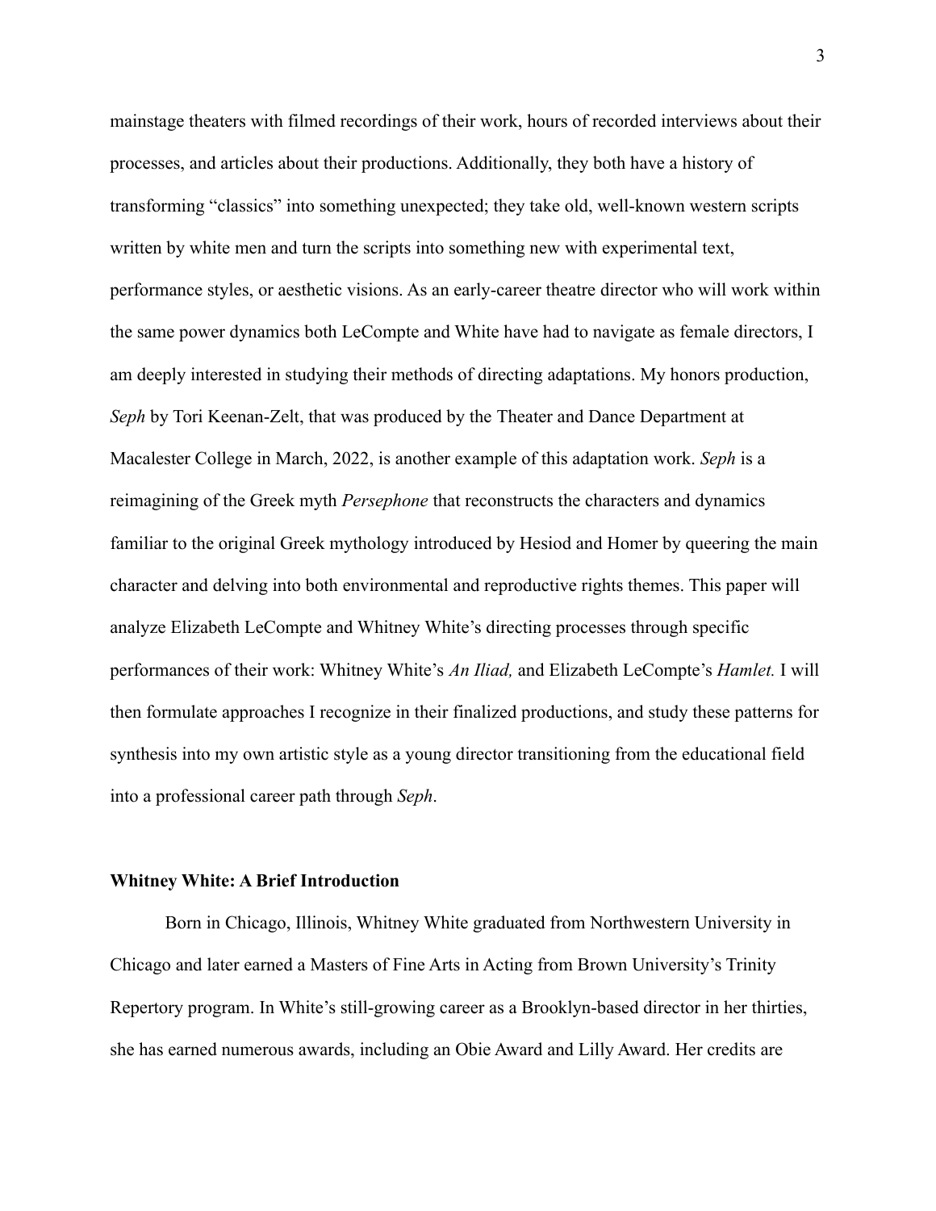mainstage theaters with filmed recordings of their work, hours of recorded interviews about their processes, and articles about their productions. Additionally, they both have a history of transforming "classics" into something unexpected; they take old, well-known western scripts written by white men and turn the scripts into something new with experimental text, performance styles, or aesthetic visions. As an early-career theatre director who will work within the same power dynamics both LeCompte and White have had to navigate as female directors, I am deeply interested in studying their methods of directing adaptations. My honors production, *Seph* by Tori Keenan-Zelt, that was produced by the Theater and Dance Department at Macalester College in March, 2022, is another example of this adaptation work. *Seph* is a reimagining of the Greek myth *Persephone* that reconstructs the characters and dynamics familiar to the original Greek mythology introduced by Hesiod and Homer by queering the main character and delving into both environmental and reproductive rights themes. This paper will analyze Elizabeth LeCompte and Whitney White's directing processes through specific performances of their work: Whitney White's *An Iliad,* and Elizabeth LeCompte's *Hamlet.* I will then formulate approaches I recognize in their finalized productions, and study these patterns for synthesis into my own artistic style as a young director transitioning from the educational field into a professional career path through *Seph*.

**Whitney White: A Brief Introduction**

Born in Chicago, Illinois, Whitney White graduated from Northwestern University in Chicago and later earned a Masters of Fine Arts in Acting from Brown University's Trinity Repertory program. In White's still-growing career as a Brooklyn-based director in her thirties, she has earned numerous awards, including an Obie Award and Lilly Award. Her credits are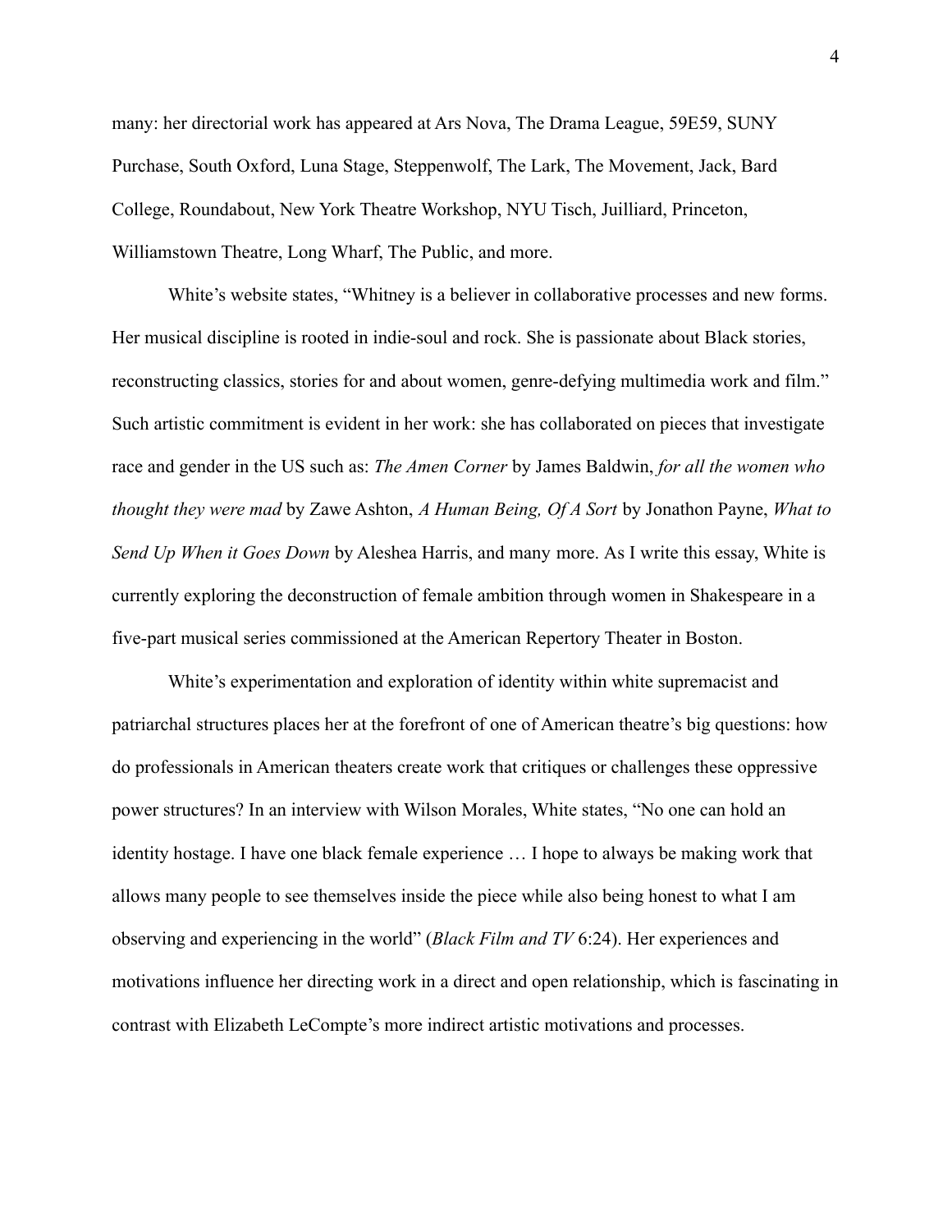many: her directorial work has appeared at Ars Nova, The Drama League, 59E59, SUNY Purchase, South Oxford, Luna Stage, Steppenwolf, The Lark, The Movement, Jack, Bard College, Roundabout, New York Theatre Workshop, NYU Tisch, Juilliard, Princeton, Williamstown Theatre, Long Wharf, The Public, and more.

White's website states, "Whitney is a believer in collaborative processes and new forms. Her musical discipline is rooted in indie-soul and rock. She is passionate about Black stories, reconstructing classics, stories for and about women, genre-defying multimedia work and film." Such artistic commitment is evident in her work: she has collaborated on pieces that investigate race and gender in the US such as: *The Amen Corner* by James Baldwin, *for all the women who thought they were mad* by Zawe Ashton, *A Human Being, Of A Sort* by Jonathon Payne, *What to Send Up When it Goes Down* by Aleshea Harris, and many more. As I write this essay, White is currently exploring the deconstruction of female ambition through women in Shakespeare in a five-part musical series commissioned at the American Repertory Theater in Boston.

White's experimentation and exploration of identity within white supremacist and patriarchal structures places her at the forefront of one of American theatre's big questions: how do professionals in American theaters create work that critiques or challenges these oppressive power structures? In an interview with Wilson Morales, White states, "No one can hold an identity hostage. I have one black female experience … I hope to always be making work that allows many people to see themselves inside the piece while also being honest to what I am observing and experiencing in the world" (*Black Film and TV* 6:24). Her experiences and motivations influence her directing work in a direct and open relationship, which is fascinating in contrast with Elizabeth LeCompte's more indirect artistic motivations and processes.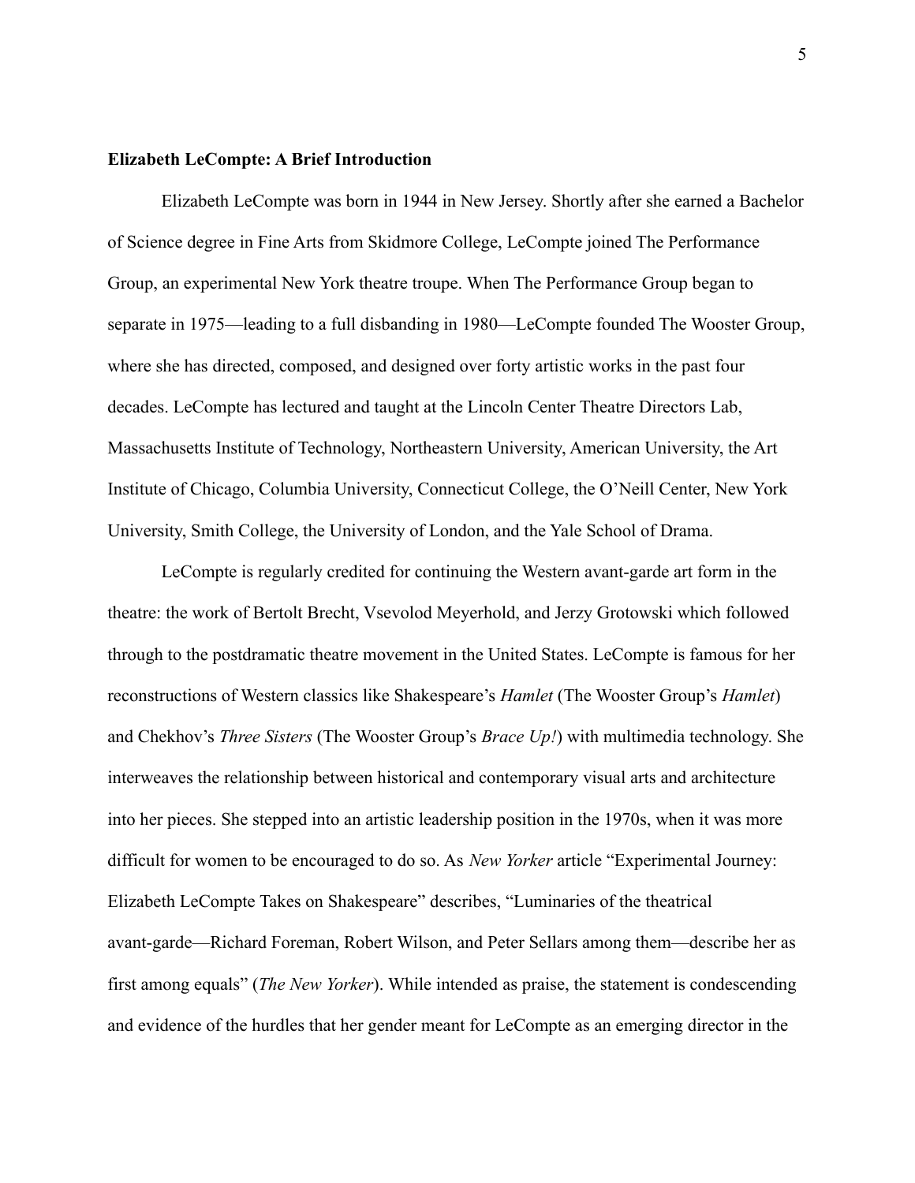**Elizabeth LeCompte: A Brief Introduction**

Elizabeth LeCompte was born in 1944 in New Jersey. Shortly after she earned a Bachelor of Science degree in Fine Arts from Skidmore College, LeCompte joined The Performance Group, an experimental New York theatre troupe. When The Performance Group began to separate in 1975—leading to a full disbanding in 1980—LeCompte founded The Wooster Group, where she has directed, composed, and designed over forty artistic works in the past four decades. LeCompte has lectured and taught at the Lincoln Center Theatre Directors Lab, Massachusetts Institute of Technology, Northeastern University, American University, the Art Institute of Chicago, Columbia University, Connecticut College, the O'Neill Center, New York University, Smith College, the University of London, and the Yale School of Drama.

LeCompte is regularly credited for continuing the Western avant-garde art form in the theatre: the work of Bertolt Brecht, Vsevolod Meyerhold, and Jerzy Grotowski which followed through to the postdramatic theatre movement in the United States. LeCompte is famous for her reconstructions of Western classics like Shakespeare's *Hamlet* (The Wooster Group's *Hamlet*) and Chekhov's *Three Sisters* (The Wooster Group's *Brace Up!*) with multimedia technology. She interweaves the relationship between historical and contemporary visual arts and architecture into her pieces. She stepped into an artistic leadership position in the 1970s, when it was more difficult for women to be encouraged to do so. As *New Yorker* article "Experimental Journey: Elizabeth LeCompte Takes on Shakespeare" describes, "Luminaries of the theatrical avant-garde—Richard Foreman, Robert Wilson, and Peter Sellars among them—describe her as first among equals" (*The New Yorker*). While intended as praise, the statement is condescending and evidence of the hurdles that her gender meant for LeCompte as an emerging director in the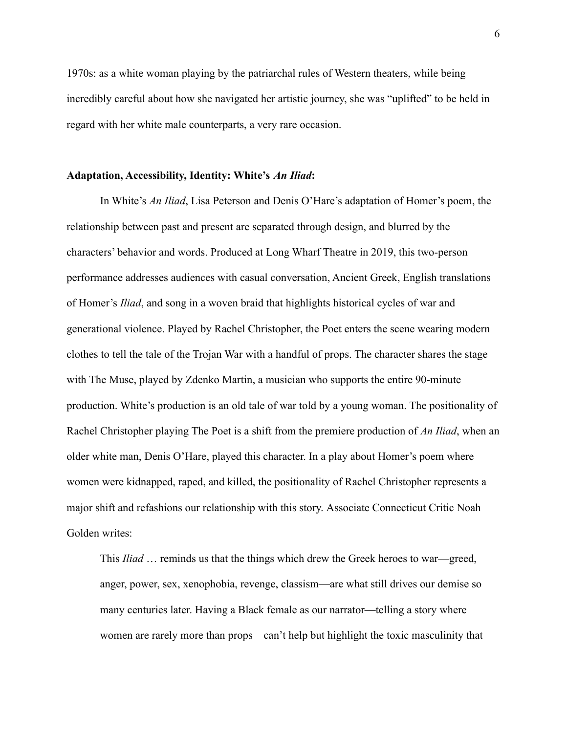1970s: as a white woman playing by the patriarchal rules of Western theaters, while being incredibly careful about how she navigated her artistic journey, she was "uplifted" to be held in regard with her white male counterparts, a very rare occasion.

### Adaptation, Accessibility, Identity: White's *An Iliad*:

In White's *An Iliad*, Lisa Peterson and Denis O'Hare's adaptation of Homer's poem, the relationship between past and present are separated through design, and blurred by the characters' behavior and words. Produced at Long Wharf Theatre in 2019, this two-person performance addresses audiences with casual conversation, Ancient Greek, English translations of Homer's *Iliad*, and song in a woven braid that highlights historical cycles of war and generational violence. Played by Rachel Christopher, the Poet enters the scene wearing modern clothes to tell the tale of the Trojan War with a handful of props. The character shares the stage with The Muse, played by Zdenko Martin, a musician who supports the entire 90-minute production. White's production is an old tale of war told by a young woman. The positionality of Rachel Christopher playing The Poet is a shift from the premiere production of *An Iliad*, when an older white man, Denis O'Hare, played this character. In a play about Homer's poem where women were kidnapped, raped, and killed, the positionality of Rachel Christopher represents a major shift and refashions our relationship with this story. Associate Connecticut Critic Noah Golden writes:

> This *Iliad* … reminds us that the things which drew the Greek heroes to war—greed, anger, power, sex, xenophobia, revenge, classism—are what still drives our demise so many centuries later. Having a Black female as our narrator—telling a story where women are rarely more than props—can't help but highlight the toxic masculinity that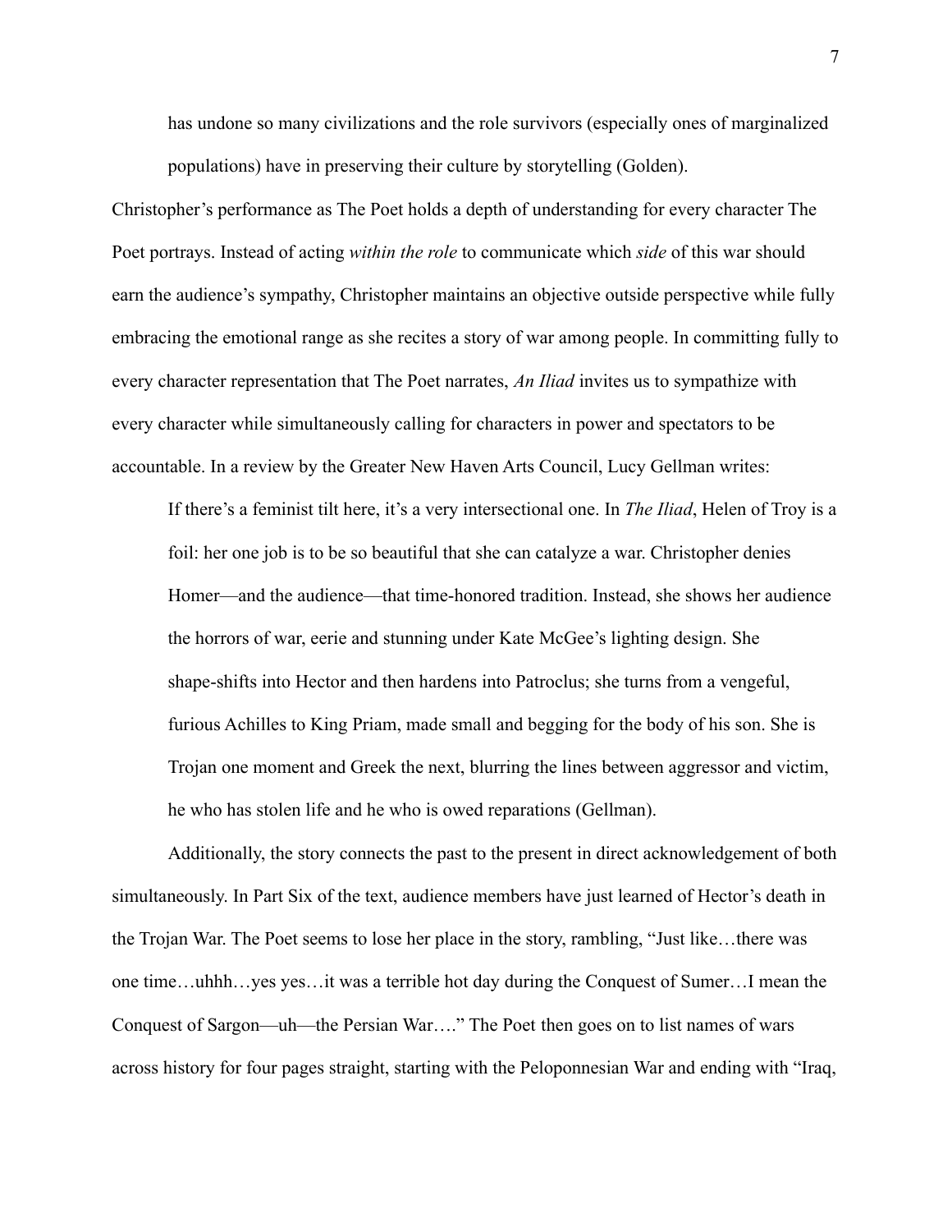> has undone so many civilizations and the role survivors (especially ones of marginalized populations) have in preserving their culture by storytelling (Golden).

Christopher's performance as The Poet holds a depth of understanding for every character The Poet portrays. Instead of acting *within the role* to communicate which *side* of this war should earn the audience's sympathy, Christopher maintains an objective outside perspective while fully embracing the emotional range as she recites a story of war among people. In committing fully to every character representation that The Poet narrates, *An Iliad* invites us to sympathize with every character while simultaneously calling for characters in power and spectators to be accountable. In a review by the Greater New Haven Arts Council, Lucy Gellman writes:

> If there's a feminist tilt here, it's a very intersectional one. In *The Iliad*, Helen of Troy is a foil: her one job is to be so beautiful that she can catalyze a war. Christopher denies Homer—and the audience—that time-honored tradition. Instead, she shows her audience the horrors of war, eerie and stunning under Kate McGee's lighting design. She shape-shifts into Hector and then hardens into Patroclus; she turns from a vengeful, furious Achilles to King Priam, made small and begging for the body of his son. She is Trojan one moment and Greek the next, blurring the lines between aggressor and victim, he who has stolen life and he who is owed reparations (Gellman).

Additionally, the story connects the past to the present in direct acknowledgement of both simultaneously. In Part Six of the text, audience members have just learned of Hector's death in the Trojan War. The Poet seems to lose her place in the story, rambling, "Just like…there was one time…uhhh…yes yes…it was a terrible hot day during the Conquest of Sumer…I mean the Conquest of Sargon—uh—the Persian War…." The Poet then goes on to list names of wars across history for four pages straight, starting with the Peloponnesian War and ending with "Iraq,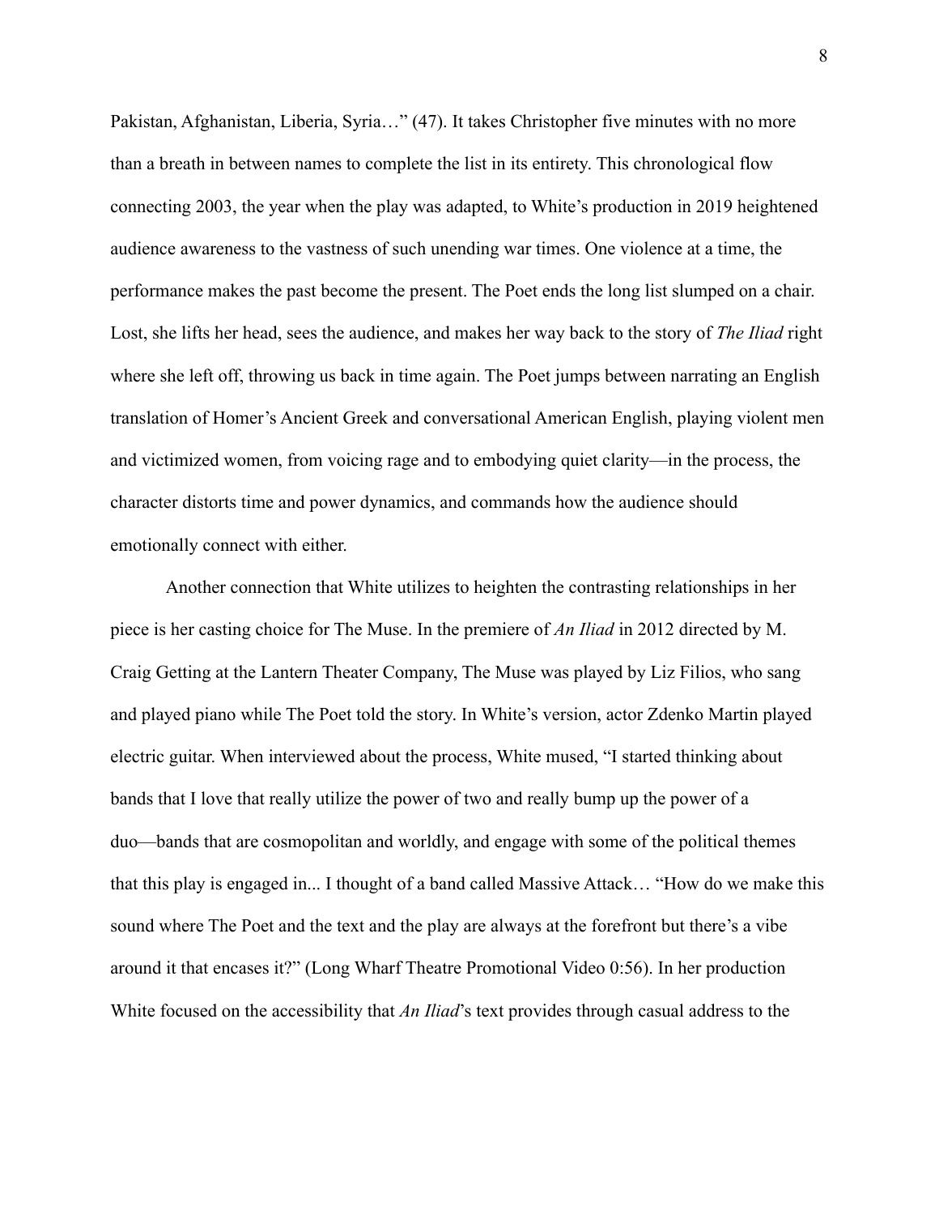Pakistan, Afghanistan, Liberia, Syria…" (47). It takes Christopher five minutes with no more than a breath in between names to complete the list in its entirety. This chronological flow connecting 2003, the year when the play was adapted, to White's production in 2019 heightened audience awareness to the vastness of such unending war times. One violence at a time, the performance makes the past become the present. The Poet ends the long list slumped on a chair. Lost, she lifts her head, sees the audience, and makes her way back to the story of *The Iliad* right where she left off, throwing us back in time again. The Poet jumps between narrating an English translation of Homer's Ancient Greek and conversational American English, playing violent men and victimized women, from voicing rage and to embodying quiet clarity—in the process, the character distorts time and power dynamics, and commands how the audience should emotionally connect with either.

Another connection that White utilizes to heighten the contrasting relationships in her piece is her casting choice for The Muse. In the premiere of *An Iliad* in 2012 directed by M. Craig Getting at the Lantern Theater Company, The Muse was played by Liz Filios, who sang and played piano while The Poet told the story. In White's version, actor Zdenko Martin played electric guitar. When interviewed about the process, White mused, "I started thinking about bands that I love that really utilize the power of two and really bump up the power of a duo—bands that are cosmopolitan and worldly, and engage with some of the political themes that this play is engaged in... I thought of a band called Massive Attack… "How do we make this sound where The Poet and the text and the play are always at the forefront but there's a vibe around it that encases it?" (Long Wharf Theatre Promotional Video 0:56). In her production White focused on the accessibility that *An Iliad*'s text provides through casual address to the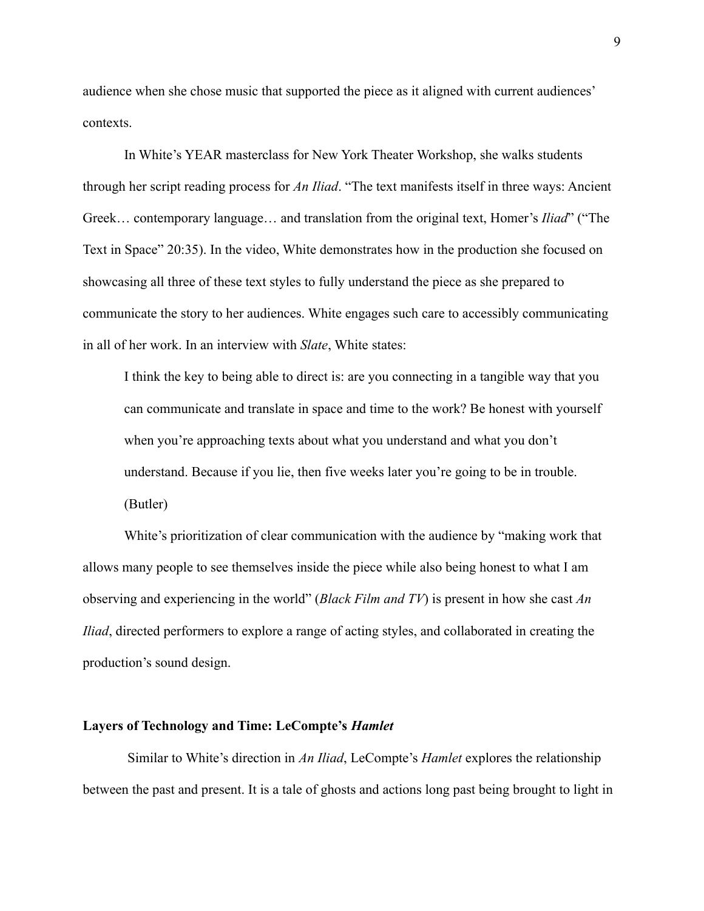audience when she chose music that supported the piece as it aligned with current audiences' contexts.

In White's YEAR masterclass for New York Theater Workshop, she walks students through her script reading process for *An Iliad*. "The text manifests itself in three ways: Ancient Greek… contemporary language… and translation from the original text, Homer's *Iliad*" ("The Text in Space" 20:35). In the video, White demonstrates how in the production she focused on showcasing all three of these text styles to fully understand the piece as she prepared to communicate the story to her audiences. White engages such care to accessibly communicating in all of her work. In an interview with *Slate*, White states:

> I think the key to being able to direct is: are you connecting in a tangible way that you can communicate and translate in space and time to the work? Be honest with yourself when you're approaching texts about what you understand and what you don't understand. Because if you lie, then five weeks later you're going to be in trouble. (Butler)

White's prioritization of clear communication with the audience by "making work that allows many people to see themselves inside the piece while also being honest to what I am observing and experiencing in the world" (*Black Film and TV*) is present in how she cast *An Iliad*, directed performers to explore a range of acting styles, and collaborated in creating the production's sound design.

### Layers of Technology and Time: LeCompte's *Hamlet*

Similar to White's direction in *An Iliad*, LeCompte's *Hamlet* explores the relationship between the past and present. It is a tale of ghosts and actions long past being brought to light in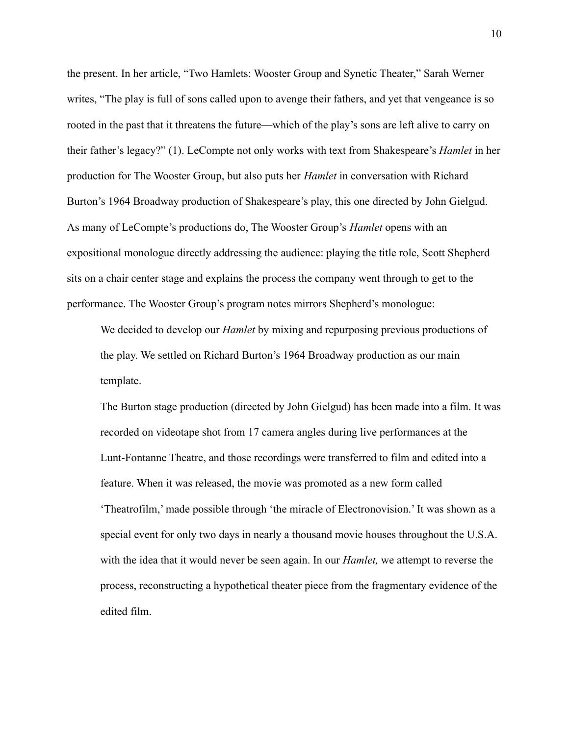the present. In her article, "Two Hamlets: Wooster Group and Synetic Theater," Sarah Werner writes, "The play is full of sons called upon to avenge their fathers, and yet that vengeance is so rooted in the past that it threatens the future—which of the play's sons are left alive to carry on their father's legacy?" (1). LeCompte not only works with text from Shakespeare's *Hamlet* in her production for The Wooster Group, but also puts her *Hamlet* in conversation with Richard Burton's 1964 Broadway production of Shakespeare's play, this one directed by John Gielgud. As many of LeCompte's productions do, The Wooster Group's *Hamlet* opens with an expositional monologue directly addressing the audience: playing the title role, Scott Shepherd sits on a chair center stage and explains the process the company went through to get to the performance. The Wooster Group's program notes mirrors Shepherd's monologue:

> We decided to develop our *Hamlet* by mixing and repurposing previous productions of the play. We settled on Richard Burton's 1964 Broadway production as our main template.
>
> The Burton stage production (directed by John Gielgud) has been made into a film. It was recorded on videotape shot from 17 camera angles during live performances at the Lunt-Fontanne Theatre, and those recordings were transferred to film and edited into a feature. When it was released, the movie was promoted as a new form called 'Theatrofilm,' made possible through 'the miracle of Electronovision.' It was shown as a special event for only two days in nearly a thousand movie houses throughout the U.S.A. with the idea that it would never be seen again. In our *Hamlet,* we attempt to reverse the process, reconstructing a hypothetical theater piece from the fragmentary evidence of the edited film.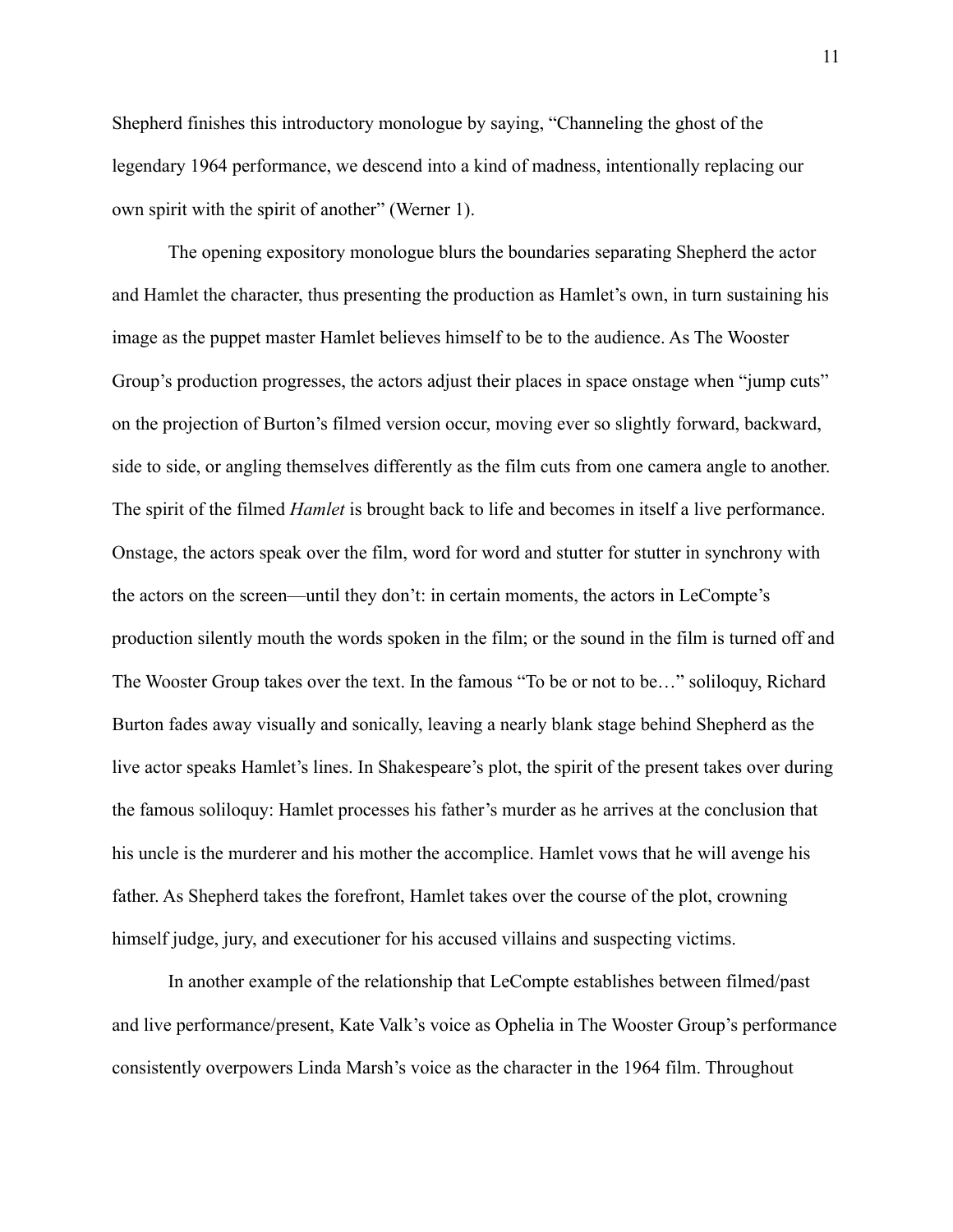Shepherd finishes this introductory monologue by saying, "Channeling the ghost of the legendary 1964 performance, we descend into a kind of madness, intentionally replacing our own spirit with the spirit of another" (Werner 1).

The opening expository monologue blurs the boundaries separating Shepherd the actor and Hamlet the character, thus presenting the production as Hamlet's own, in turn sustaining his image as the puppet master Hamlet believes himself to be to the audience. As The Wooster Group's production progresses, the actors adjust their places in space onstage when "jump cuts" on the projection of Burton's filmed version occur, moving ever so slightly forward, backward, side to side, or angling themselves differently as the film cuts from one camera angle to another. The spirit of the filmed *Hamlet* is brought back to life and becomes in itself a live performance. Onstage, the actors speak over the film, word for word and stutter for stutter in synchrony with the actors on the screen—until they don't: in certain moments, the actors in LeCompte's production silently mouth the words spoken in the film; or the sound in the film is turned off and The Wooster Group takes over the text. In the famous "To be or not to be…" soliloquy, Richard Burton fades away visually and sonically, leaving a nearly blank stage behind Shepherd as the live actor speaks Hamlet's lines. In Shakespeare's plot, the spirit of the present takes over during the famous soliloquy: Hamlet processes his father's murder as he arrives at the conclusion that his uncle is the murderer and his mother the accomplice. Hamlet vows that he will avenge his father. As Shepherd takes the forefront, Hamlet takes over the course of the plot, crowning himself judge, jury, and executioner for his accused villains and suspecting victims.

In another example of the relationship that LeCompte establishes between filmed/past and live performance/present, Kate Valk's voice as Ophelia in The Wooster Group's performance consistently overpowers Linda Marsh's voice as the character in the 1964 film. Throughout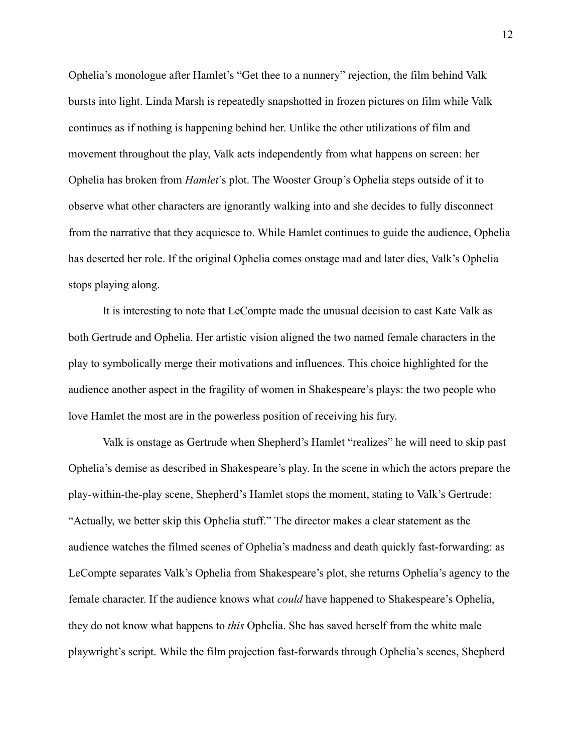Ophelia's monologue after Hamlet's "Get thee to a nunnery" rejection, the film behind Valk bursts into light. Linda Marsh is repeatedly snapshotted in frozen pictures on film while Valk continues as if nothing is happening behind her. Unlike the other utilizations of film and movement throughout the play, Valk acts independently from what happens on screen: her Ophelia has broken from *Hamlet*'s plot. The Wooster Group's Ophelia steps outside of it to observe what other characters are ignorantly walking into and she decides to fully disconnect from the narrative that they acquiesce to. While Hamlet continues to guide the audience, Ophelia has deserted her role. If the original Ophelia comes onstage mad and later dies, Valk's Ophelia stops playing along.

It is interesting to note that LeCompte made the unusual decision to cast Kate Valk as both Gertrude and Ophelia. Her artistic vision aligned the two named female characters in the play to symbolically merge their motivations and influences. This choice highlighted for the audience another aspect in the fragility of women in Shakespeare's plays: the two people who love Hamlet the most are in the powerless position of receiving his fury.

Valk is onstage as Gertrude when Shepherd's Hamlet "realizes" he will need to skip past Ophelia's demise as described in Shakespeare's play. In the scene in which the actors prepare the play-within-the-play scene, Shepherd's Hamlet stops the moment, stating to Valk's Gertrude: "Actually, we better skip this Ophelia stuff." The director makes a clear statement as the audience watches the filmed scenes of Ophelia's madness and death quickly fast-forwarding: as LeCompte separates Valk's Ophelia from Shakespeare's plot, she returns Ophelia's agency to the female character. If the audience knows what *could* have happened to Shakespeare's Ophelia, they do not know what happens to *this* Ophelia. She has saved herself from the white male playwright's script. While the film projection fast-forwards through Ophelia's scenes, Shepherd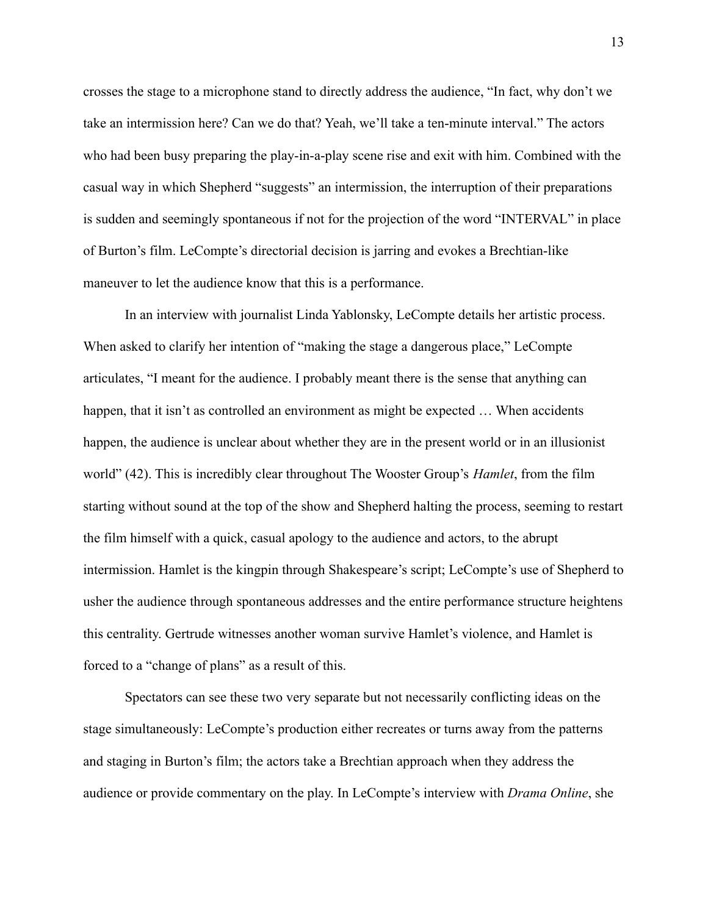crosses the stage to a microphone stand to directly address the audience, "In fact, why don't we take an intermission here? Can we do that? Yeah, we'll take a ten-minute interval." The actors who had been busy preparing the play-in-a-play scene rise and exit with him. Combined with the casual way in which Shepherd "suggests" an intermission, the interruption of their preparations is sudden and seemingly spontaneous if not for the projection of the word "INTERVAL" in place of Burton's film. LeCompte's directorial decision is jarring and evokes a Brechtian-like maneuver to let the audience know that this is a performance.

In an interview with journalist Linda Yablonsky, LeCompte details her artistic process. When asked to clarify her intention of "making the stage a dangerous place," LeCompte articulates, "I meant for the audience. I probably meant there is the sense that anything can happen, that it isn't as controlled an environment as might be expected … When accidents happen, the audience is unclear about whether they are in the present world or in an illusionist world" (42). This is incredibly clear throughout The Wooster Group's *Hamlet*, from the film starting without sound at the top of the show and Shepherd halting the process, seeming to restart the film himself with a quick, casual apology to the audience and actors, to the abrupt intermission. Hamlet is the kingpin through Shakespeare's script; LeCompte's use of Shepherd to usher the audience through spontaneous addresses and the entire performance structure heightens this centrality. Gertrude witnesses another woman survive Hamlet's violence, and Hamlet is forced to a "change of plans" as a result of this.

Spectators can see these two very separate but not necessarily conflicting ideas on the stage simultaneously: LeCompte's production either recreates or turns away from the patterns and staging in Burton's film; the actors take a Brechtian approach when they address the audience or provide commentary on the play. In LeCompte's interview with *Drama Online*, she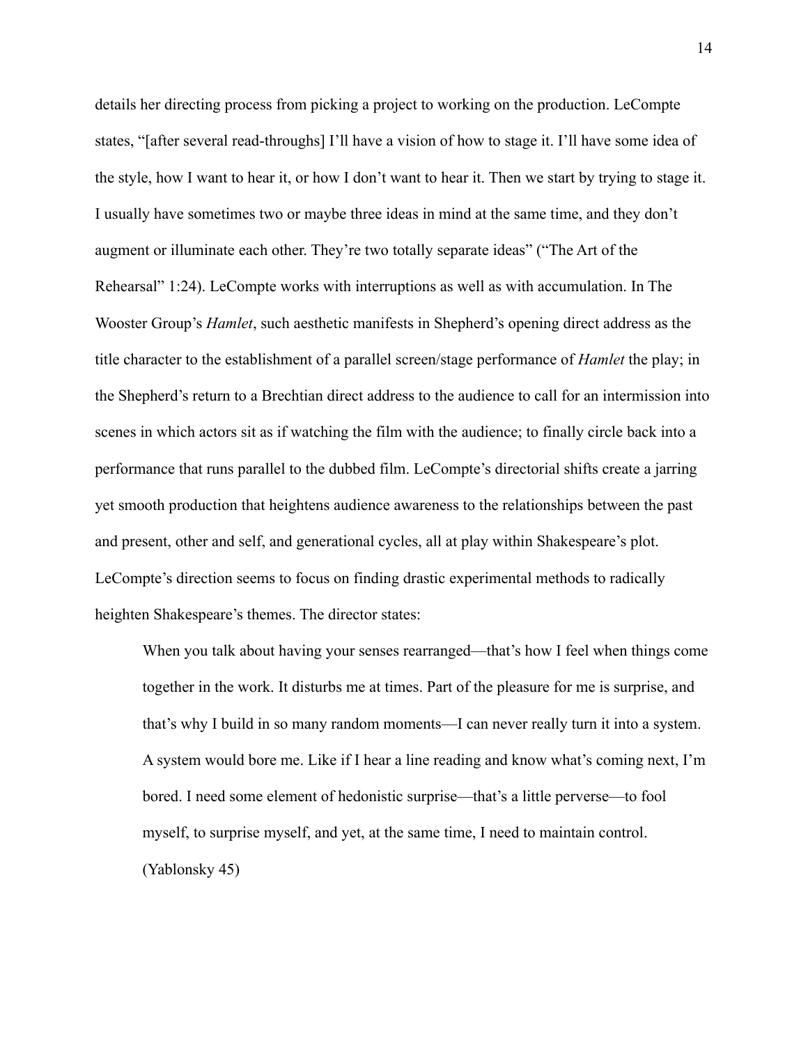details her directing process from picking a project to working on the production. LeCompte states, "[after several read-throughs] I'll have a vision of how to stage it. I'll have some idea of the style, how I want to hear it, or how I don't want to hear it. Then we start by trying to stage it. I usually have sometimes two or maybe three ideas in mind at the same time, and they don't augment or illuminate each other. They're two totally separate ideas" ("The Art of the Rehearsal" 1:24). LeCompte works with interruptions as well as with accumulation. In The Wooster Group's *Hamlet*, such aesthetic manifests in Shepherd's opening direct address as the title character to the establishment of a parallel screen/stage performance of *Hamlet* the play; in the Shepherd's return to a Brechtian direct address to the audience to call for an intermission into scenes in which actors sit as if watching the film with the audience; to finally circle back into a performance that runs parallel to the dubbed film. LeCompte's directorial shifts create a jarring yet smooth production that heightens audience awareness to the relationships between the past and present, other and self, and generational cycles, all at play within Shakespeare's plot. LeCompte's direction seems to focus on finding drastic experimental methods to radically heighten Shakespeare's themes. The director states:

> When you talk about having your senses rearranged—that's how I feel when things come together in the work. It disturbs me at times. Part of the pleasure for me is surprise, and that's why I build in so many random moments—I can never really turn it into a system. A system would bore me. Like if I hear a line reading and know what's coming next, I'm bored. I need some element of hedonistic surprise—that's a little perverse—to fool myself, to surprise myself, and yet, at the same time, I need to maintain control. (Yablonsky 45)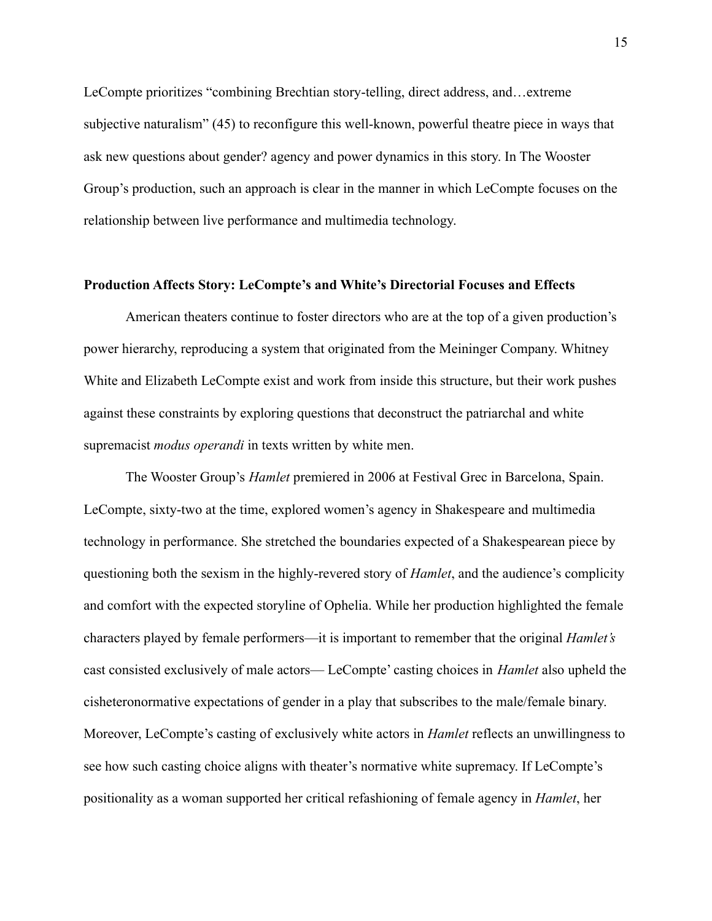LeCompte prioritizes "combining Brechtian story-telling, direct address, and…extreme subjective naturalism" (45) to reconfigure this well-known, powerful theatre piece in ways that ask new questions about gender? agency and power dynamics in this story. In The Wooster Group's production, such an approach is clear in the manner in which LeCompte focuses on the relationship between live performance and multimedia technology.

### Production Affects Story: LeCompte's and White's Directorial Focuses and Effects

American theaters continue to foster directors who are at the top of a given production's power hierarchy, reproducing a system that originated from the Meininger Company. Whitney White and Elizabeth LeCompte exist and work from inside this structure, but their work pushes against these constraints by exploring questions that deconstruct the patriarchal and white supremacist *modus operandi* in texts written by white men.

The Wooster Group's *Hamlet* premiered in 2006 at Festival Grec in Barcelona, Spain. LeCompte, sixty-two at the time, explored women's agency in Shakespeare and multimedia technology in performance. She stretched the boundaries expected of a Shakespearean piece by questioning both the sexism in the highly-revered story of *Hamlet*, and the audience's complicity and comfort with the expected storyline of Ophelia. While her production highlighted the female characters played by female performers—it is important to remember that the original *Hamlet's* cast consisted exclusively of male actors— LeCompte' casting choices in *Hamlet* also upheld the cisheteronormative expectations of gender in a play that subscribes to the male/female binary. Moreover, LeCompte's casting of exclusively white actors in *Hamlet* reflects an unwillingness to see how such casting choice aligns with theater's normative white supremacy. If LeCompte's positionality as a woman supported her critical refashioning of female agency in *Hamlet*, her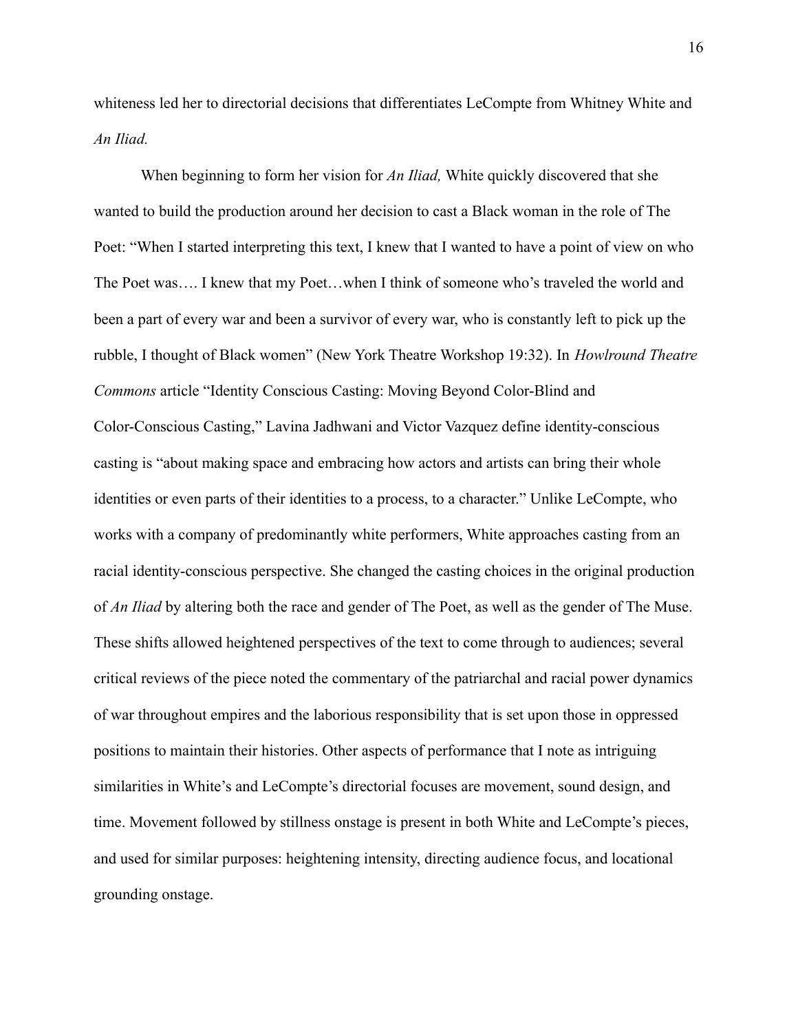whiteness led her to directorial decisions that differentiates LeCompte from Whitney White and *An Iliad.*

When beginning to form her vision for *An Iliad,* White quickly discovered that she wanted to build the production around her decision to cast a Black woman in the role of The Poet: "When I started interpreting this text, I knew that I wanted to have a point of view on who The Poet was…. I knew that my Poet…when I think of someone who's traveled the world and been a part of every war and been a survivor of every war, who is constantly left to pick up the rubble, I thought of Black women" (New York Theatre Workshop 19:32). In *Howlround Theatre Commons* article "Identity Conscious Casting: Moving Beyond Color-Blind and Color-Conscious Casting," Lavina Jadhwani and Victor Vazquez define identity-conscious casting is "about making space and embracing how actors and artists can bring their whole identities or even parts of their identities to a process, to a character." Unlike LeCompte, who works with a company of predominantly white performers, White approaches casting from an racial identity-conscious perspective. She changed the casting choices in the original production of *An Iliad* by altering both the race and gender of The Poet, as well as the gender of The Muse. These shifts allowed heightened perspectives of the text to come through to audiences; several critical reviews of the piece noted the commentary of the patriarchal and racial power dynamics of war throughout empires and the laborious responsibility that is set upon those in oppressed positions to maintain their histories. Other aspects of performance that I note as intriguing similarities in White's and LeCompte's directorial focuses are movement, sound design, and time. Movement followed by stillness onstage is present in both White and LeCompte's pieces, and used for similar purposes: heightening intensity, directing audience focus, and locational grounding onstage.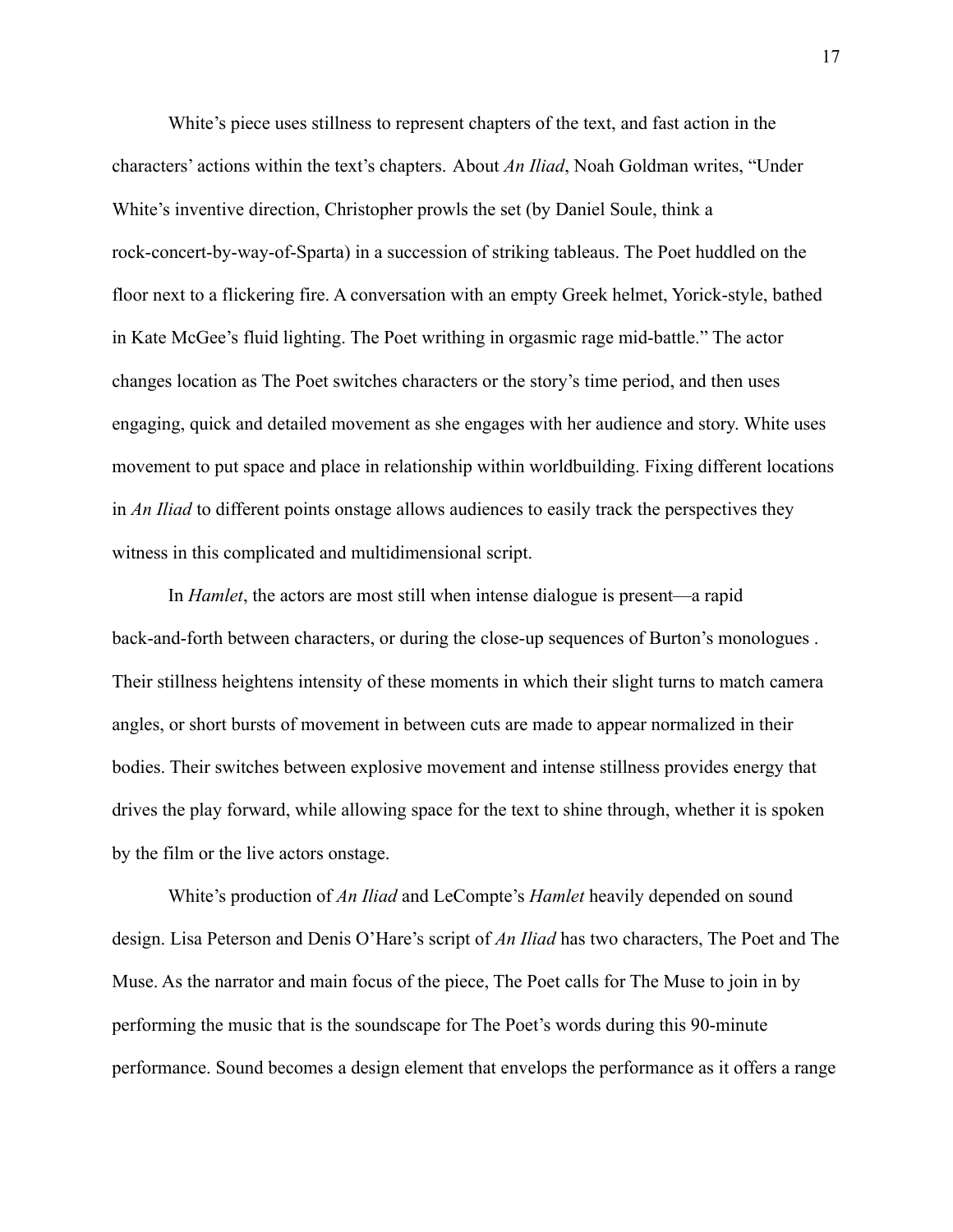White's piece uses stillness to represent chapters of the text, and fast action in the characters' actions within the text's chapters. About *An Iliad*, Noah Goldman writes, "Under White's inventive direction, Christopher prowls the set (by Daniel Soule, think a rock-concert-by-way-of-Sparta) in a succession of striking tableaus. The Poet huddled on the floor next to a flickering fire. A conversation with an empty Greek helmet, Yorick-style, bathed in Kate McGee's fluid lighting. The Poet writhing in orgasmic rage mid-battle." The actor changes location as The Poet switches characters or the story's time period, and then uses engaging, quick and detailed movement as she engages with her audience and story. White uses movement to put space and place in relationship within worldbuilding. Fixing different locations in *An Iliad* to different points onstage allows audiences to easily track the perspectives they witness in this complicated and multidimensional script.

In *Hamlet*, the actors are most still when intense dialogue is present—a rapid back-and-forth between characters, or during the close-up sequences of Burton's monologues . Their stillness heightens intensity of these moments in which their slight turns to match camera angles, or short bursts of movement in between cuts are made to appear normalized in their bodies. Their switches between explosive movement and intense stillness provides energy that drives the play forward, while allowing space for the text to shine through, whether it is spoken by the film or the live actors onstage.

White's production of *An Iliad* and LeCompte's *Hamlet* heavily depended on sound design. Lisa Peterson and Denis O'Hare's script of *An Iliad* has two characters, The Poet and The Muse. As the narrator and main focus of the piece, The Poet calls for The Muse to join in by performing the music that is the soundscape for The Poet's words during this 90-minute performance. Sound becomes a design element that envelops the performance as it offers a range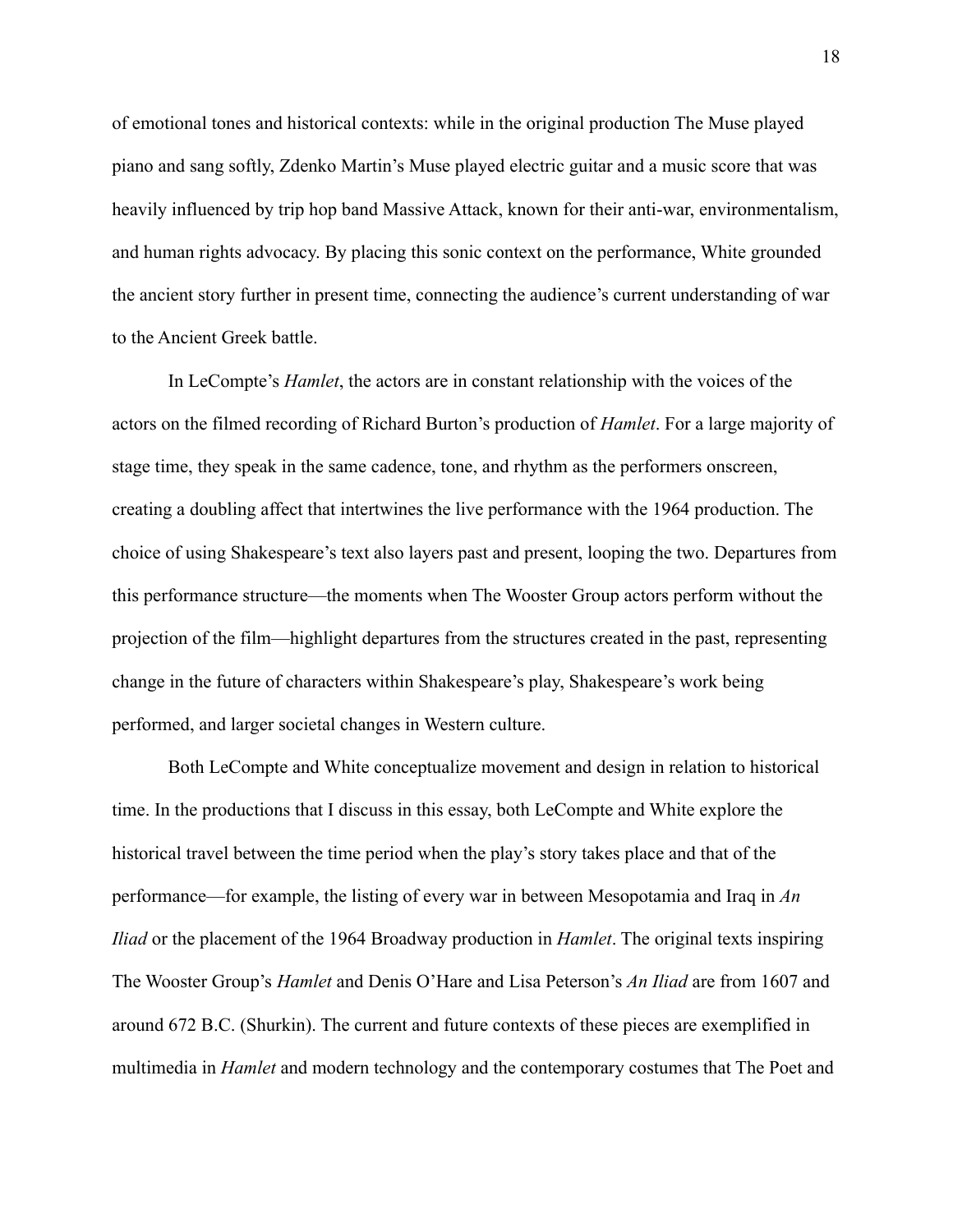of emotional tones and historical contexts: while in the original production The Muse played piano and sang softly, Zdenko Martin's Muse played electric guitar and a music score that was heavily influenced by trip hop band Massive Attack, known for their anti-war, environmentalism, and human rights advocacy. By placing this sonic context on the performance, White grounded the ancient story further in present time, connecting the audience's current understanding of war to the Ancient Greek battle.

In LeCompte's *Hamlet*, the actors are in constant relationship with the voices of the actors on the filmed recording of Richard Burton's production of *Hamlet*. For a large majority of stage time, they speak in the same cadence, tone, and rhythm as the performers onscreen, creating a doubling affect that intertwines the live performance with the 1964 production. The choice of using Shakespeare's text also layers past and present, looping the two. Departures from this performance structure—the moments when The Wooster Group actors perform without the projection of the film—highlight departures from the structures created in the past, representing change in the future of characters within Shakespeare's play, Shakespeare's work being performed, and larger societal changes in Western culture.

Both LeCompte and White conceptualize movement and design in relation to historical time. In the productions that I discuss in this essay, both LeCompte and White explore the historical travel between the time period when the play's story takes place and that of the performance—for example, the listing of every war in between Mesopotamia and Iraq in *An Iliad* or the placement of the 1964 Broadway production in *Hamlet*. The original texts inspiring The Wooster Group's *Hamlet* and Denis O'Hare and Lisa Peterson's *An Iliad* are from 1607 and around 672 B.C. (Shurkin). The current and future contexts of these pieces are exemplified in multimedia in *Hamlet* and modern technology and the contemporary costumes that The Poet and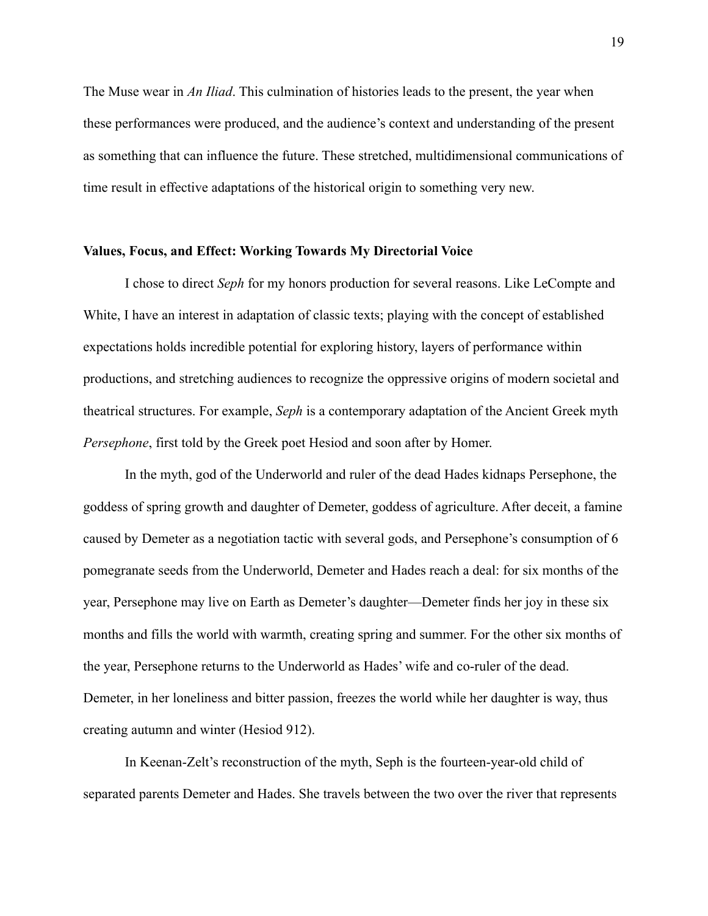The Muse wear in *An Iliad*. This culmination of histories leads to the present, the year when these performances were produced, and the audience's context and understanding of the present as something that can influence the future. These stretched, multidimensional communications of time result in effective adaptations of the historical origin to something very new.

**Values, Focus, and Effect: Working Towards My Directorial Voice**

I chose to direct *Seph* for my honors production for several reasons. Like LeCompte and White, I have an interest in adaptation of classic texts; playing with the concept of established expectations holds incredible potential for exploring history, layers of performance within productions, and stretching audiences to recognize the oppressive origins of modern societal and theatrical structures. For example, *Seph* is a contemporary adaptation of the Ancient Greek myth *Persephone*, first told by the Greek poet Hesiod and soon after by Homer.

In the myth, god of the Underworld and ruler of the dead Hades kidnaps Persephone, the goddess of spring growth and daughter of Demeter, goddess of agriculture. After deceit, a famine caused by Demeter as a negotiation tactic with several gods, and Persephone's consumption of 6 pomegranate seeds from the Underworld, Demeter and Hades reach a deal: for six months of the year, Persephone may live on Earth as Demeter's daughter—Demeter finds her joy in these six months and fills the world with warmth, creating spring and summer. For the other six months of the year, Persephone returns to the Underworld as Hades' wife and co-ruler of the dead. Demeter, in her loneliness and bitter passion, freezes the world while her daughter is way, thus creating autumn and winter (Hesiod 912).

In Keenan-Zelt's reconstruction of the myth, Seph is the fourteen-year-old child of separated parents Demeter and Hades. She travels between the two over the river that represents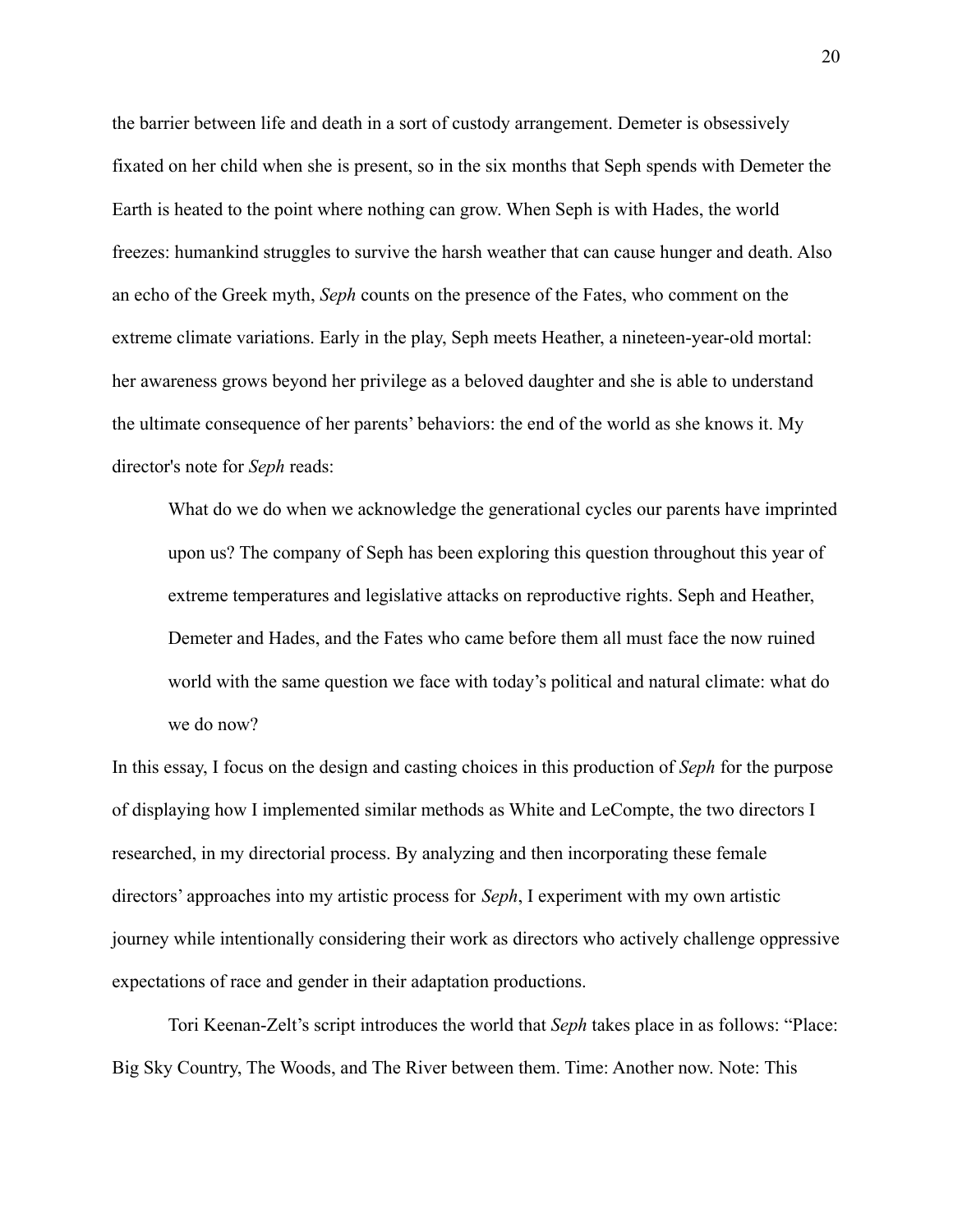the barrier between life and death in a sort of custody arrangement. Demeter is obsessively fixated on her child when she is present, so in the six months that Seph spends with Demeter the Earth is heated to the point where nothing can grow. When Seph is with Hades, the world freezes: humankind struggles to survive the harsh weather that can cause hunger and death. Also an echo of the Greek myth, *Seph* counts on the presence of the Fates, who comment on the extreme climate variations. Early in the play, Seph meets Heather, a nineteen-year-old mortal: her awareness grows beyond her privilege as a beloved daughter and she is able to understand the ultimate consequence of her parents' behaviors: the end of the world as she knows it. My director's note for *Seph* reads:

> What do we do when we acknowledge the generational cycles our parents have imprinted upon us? The company of Seph has been exploring this question throughout this year of extreme temperatures and legislative attacks on reproductive rights. Seph and Heather, Demeter and Hades, and the Fates who came before them all must face the now ruined world with the same question we face with today's political and natural climate: what do we do now?

In this essay, I focus on the design and casting choices in this production of *Seph* for the purpose of displaying how I implemented similar methods as White and LeCompte, the two directors I researched, in my directorial process. By analyzing and then incorporating these female directors' approaches into my artistic process for *Seph*, I experiment with my own artistic journey while intentionally considering their work as directors who actively challenge oppressive expectations of race and gender in their adaptation productions.

Tori Keenan-Zelt's script introduces the world that *Seph* takes place in as follows: "Place: Big Sky Country, The Woods, and The River between them. Time: Another now. Note: This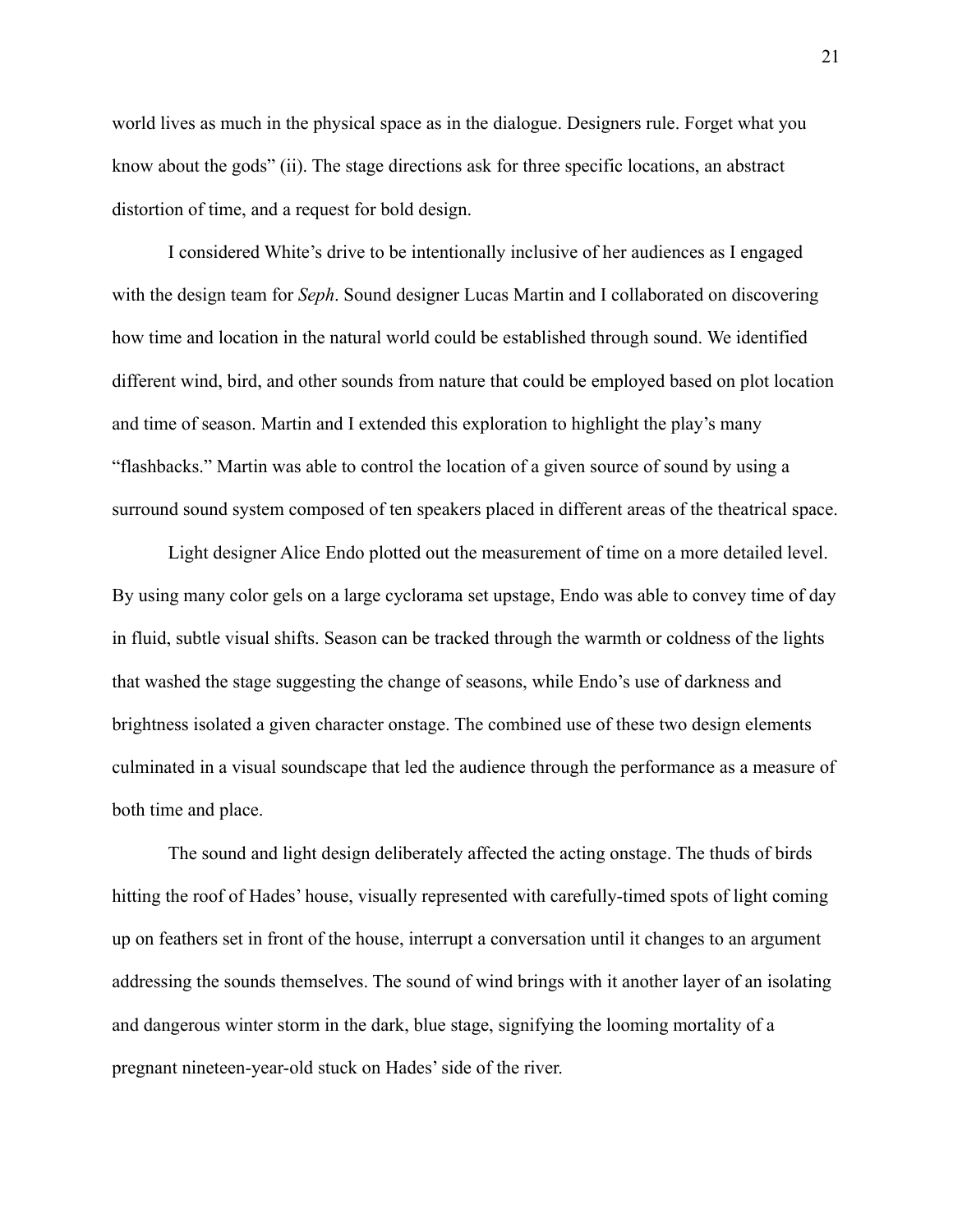world lives as much in the physical space as in the dialogue. Designers rule. Forget what you know about the gods" (ii). The stage directions ask for three specific locations, an abstract distortion of time, and a request for bold design.

I considered White's drive to be intentionally inclusive of her audiences as I engaged with the design team for *Seph*. Sound designer Lucas Martin and I collaborated on discovering how time and location in the natural world could be established through sound. We identified different wind, bird, and other sounds from nature that could be employed based on plot location and time of season. Martin and I extended this exploration to highlight the play's many "flashbacks." Martin was able to control the location of a given source of sound by using a surround sound system composed of ten speakers placed in different areas of the theatrical space.

Light designer Alice Endo plotted out the measurement of time on a more detailed level. By using many color gels on a large cyclorama set upstage, Endo was able to convey time of day in fluid, subtle visual shifts. Season can be tracked through the warmth or coldness of the lights that washed the stage suggesting the change of seasons, while Endo's use of darkness and brightness isolated a given character onstage. The combined use of these two design elements culminated in a visual soundscape that led the audience through the performance as a measure of both time and place.

The sound and light design deliberately affected the acting onstage. The thuds of birds hitting the roof of Hades' house, visually represented with carefully-timed spots of light coming up on feathers set in front of the house, interrupt a conversation until it changes to an argument addressing the sounds themselves. The sound of wind brings with it another layer of an isolating and dangerous winter storm in the dark, blue stage, signifying the looming mortality of a pregnant nineteen-year-old stuck on Hades' side of the river.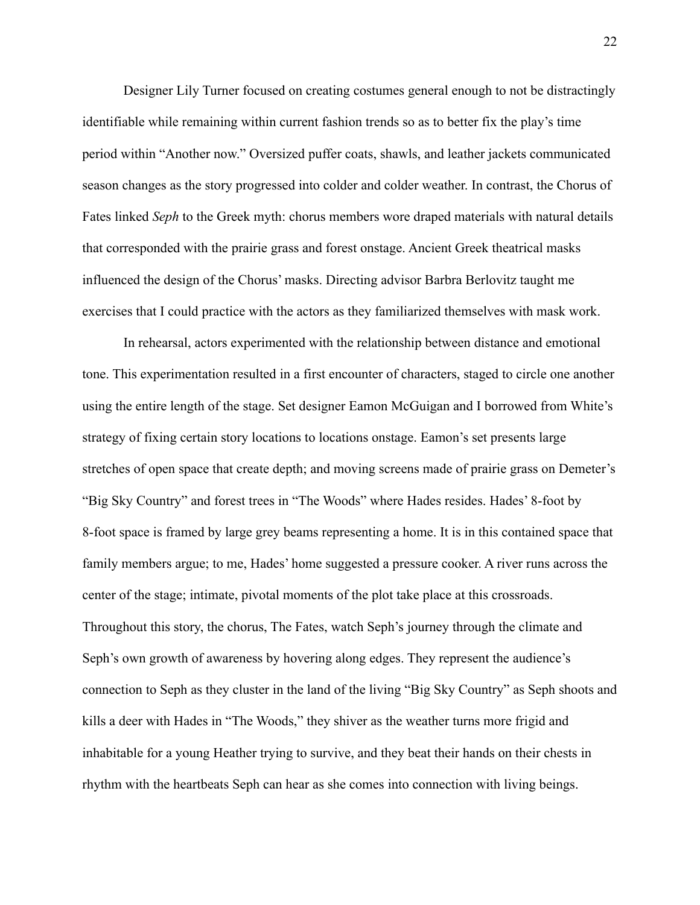Designer Lily Turner focused on creating costumes general enough to not be distractingly identifiable while remaining within current fashion trends so as to better fix the play's time period within "Another now." Oversized puffer coats, shawls, and leather jackets communicated season changes as the story progressed into colder and colder weather. In contrast, the Chorus of Fates linked *Seph* to the Greek myth: chorus members wore draped materials with natural details that corresponded with the prairie grass and forest onstage. Ancient Greek theatrical masks influenced the design of the Chorus' masks. Directing advisor Barbra Berlovitz taught me exercises that I could practice with the actors as they familiarized themselves with mask work.

In rehearsal, actors experimented with the relationship between distance and emotional tone. This experimentation resulted in a first encounter of characters, staged to circle one another using the entire length of the stage. Set designer Eamon McGuigan and I borrowed from White's strategy of fixing certain story locations to locations onstage. Eamon's set presents large stretches of open space that create depth; and moving screens made of prairie grass on Demeter's "Big Sky Country" and forest trees in "The Woods" where Hades resides. Hades' 8-foot by 8-foot space is framed by large grey beams representing a home. It is in this contained space that family members argue; to me, Hades' home suggested a pressure cooker. A river runs across the center of the stage; intimate, pivotal moments of the plot take place at this crossroads. Throughout this story, the chorus, The Fates, watch Seph's journey through the climate and Seph's own growth of awareness by hovering along edges. They represent the audience's connection to Seph as they cluster in the land of the living "Big Sky Country" as Seph shoots and kills a deer with Hades in "The Woods," they shiver as the weather turns more frigid and inhabitable for a young Heather trying to survive, and they beat their hands on their chests in rhythm with the heartbeats Seph can hear as she comes into connection with living beings.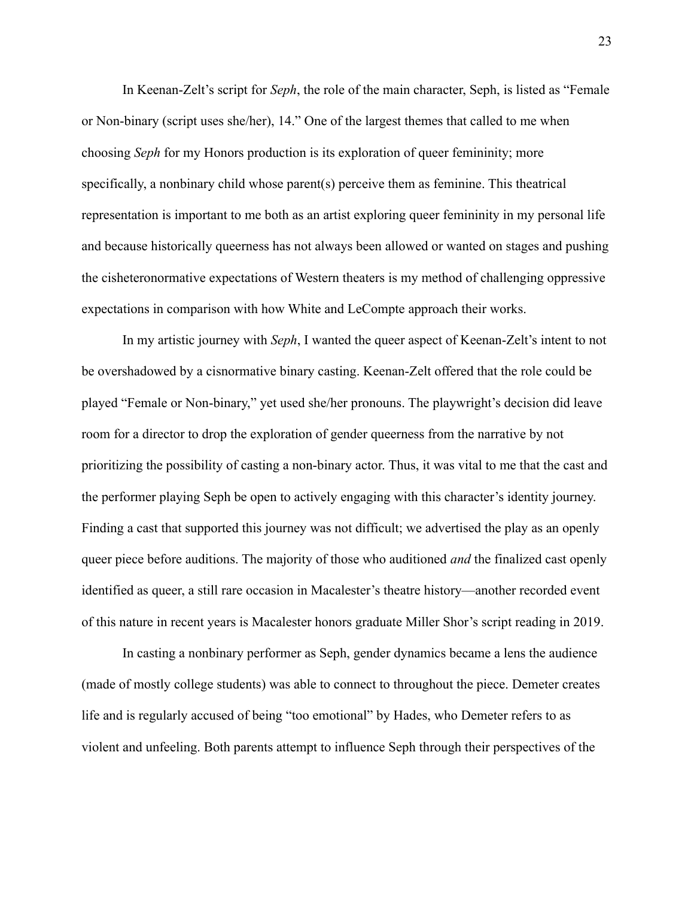In Keenan-Zelt's script for *Seph*, the role of the main character, Seph, is listed as "Female or Non-binary (script uses she/her), 14." One of the largest themes that called to me when choosing *Seph* for my Honors production is its exploration of queer femininity; more specifically, a nonbinary child whose parent(s) perceive them as feminine. This theatrical representation is important to me both as an artist exploring queer femininity in my personal life and because historically queerness has not always been allowed or wanted on stages and pushing the cisheteronormative expectations of Western theaters is my method of challenging oppressive expectations in comparison with how White and LeCompte approach their works.

In my artistic journey with *Seph*, I wanted the queer aspect of Keenan-Zelt's intent to not be overshadowed by a cisnormative binary casting. Keenan-Zelt offered that the role could be played "Female or Non-binary," yet used she/her pronouns. The playwright's decision did leave room for a director to drop the exploration of gender queerness from the narrative by not prioritizing the possibility of casting a non-binary actor. Thus, it was vital to me that the cast and the performer playing Seph be open to actively engaging with this character's identity journey. Finding a cast that supported this journey was not difficult; we advertised the play as an openly queer piece before auditions. The majority of those who auditioned *and* the finalized cast openly identified as queer, a still rare occasion in Macalester's theatre history—another recorded event of this nature in recent years is Macalester honors graduate Miller Shor's script reading in 2019.

In casting a nonbinary performer as Seph, gender dynamics became a lens the audience (made of mostly college students) was able to connect to throughout the piece. Demeter creates life and is regularly accused of being "too emotional" by Hades, who Demeter refers to as violent and unfeeling. Both parents attempt to influence Seph through their perspectives of the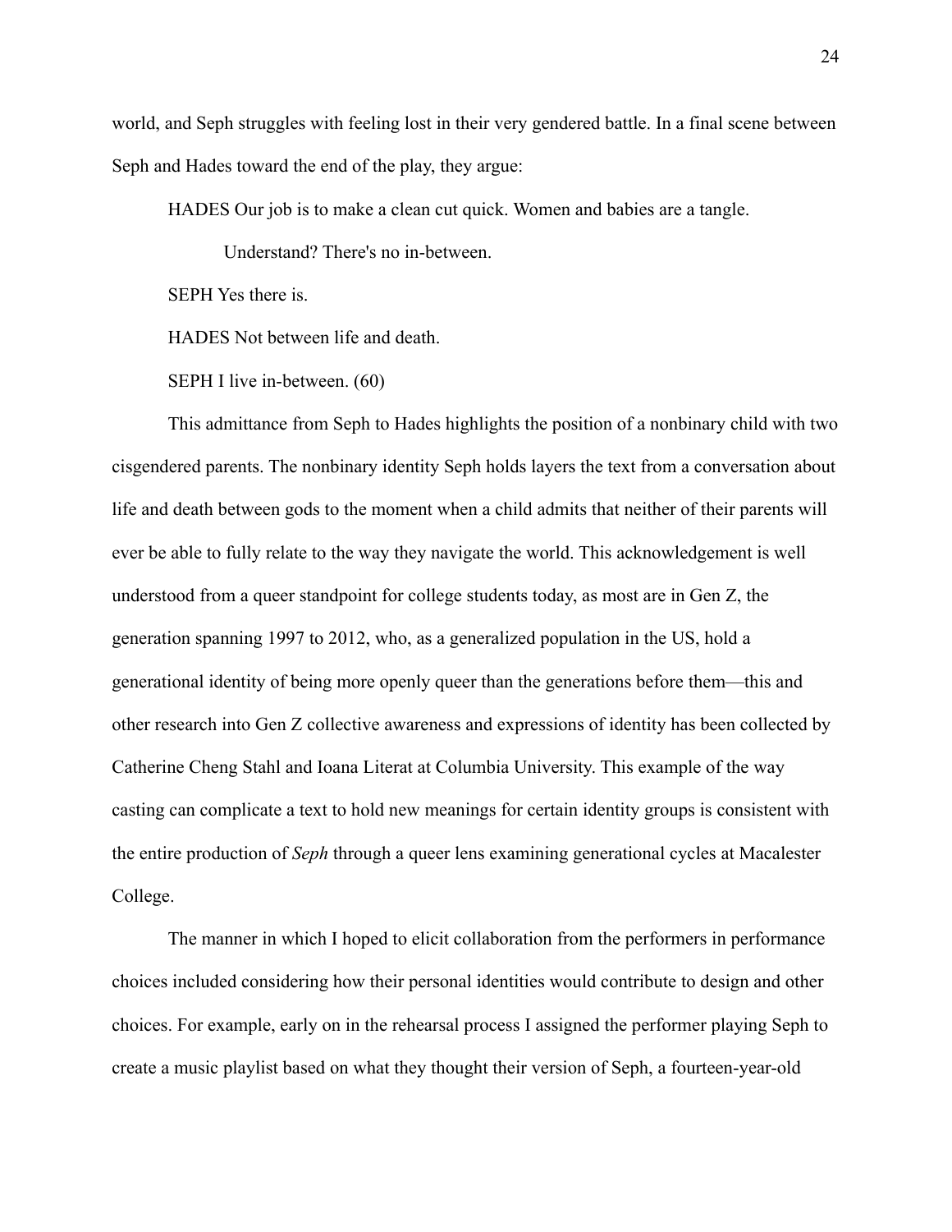world, and Seph struggles with feeling lost in their very gendered battle. In a final scene between Seph and Hades toward the end of the play, they argue:

> HADES Our job is to make a clean cut quick. Women and babies are a tangle.
>
> Understand? There's no in-between.
>
> SEPH Yes there is.
>
> HADES Not between life and death.
>
> SEPH I live in-between. (60)

This admittance from Seph to Hades highlights the position of a nonbinary child with two cisgendered parents. The nonbinary identity Seph holds layers the text from a conversation about life and death between gods to the moment when a child admits that neither of their parents will ever be able to fully relate to the way they navigate the world. This acknowledgement is well understood from a queer standpoint for college students today, as most are in Gen Z, the generation spanning 1997 to 2012, who, as a generalized population in the US, hold a generational identity of being more openly queer than the generations before them—this and other research into Gen Z collective awareness and expressions of identity has been collected by Catherine Cheng Stahl and Ioana Literat at Columbia University. This example of the way casting can complicate a text to hold new meanings for certain identity groups is consistent with the entire production of *Seph* through a queer lens examining generational cycles at Macalester College.

The manner in which I hoped to elicit collaboration from the performers in performance choices included considering how their personal identities would contribute to design and other choices. For example, early on in the rehearsal process I assigned the performer playing Seph to create a music playlist based on what they thought their version of Seph, a fourteen-year-old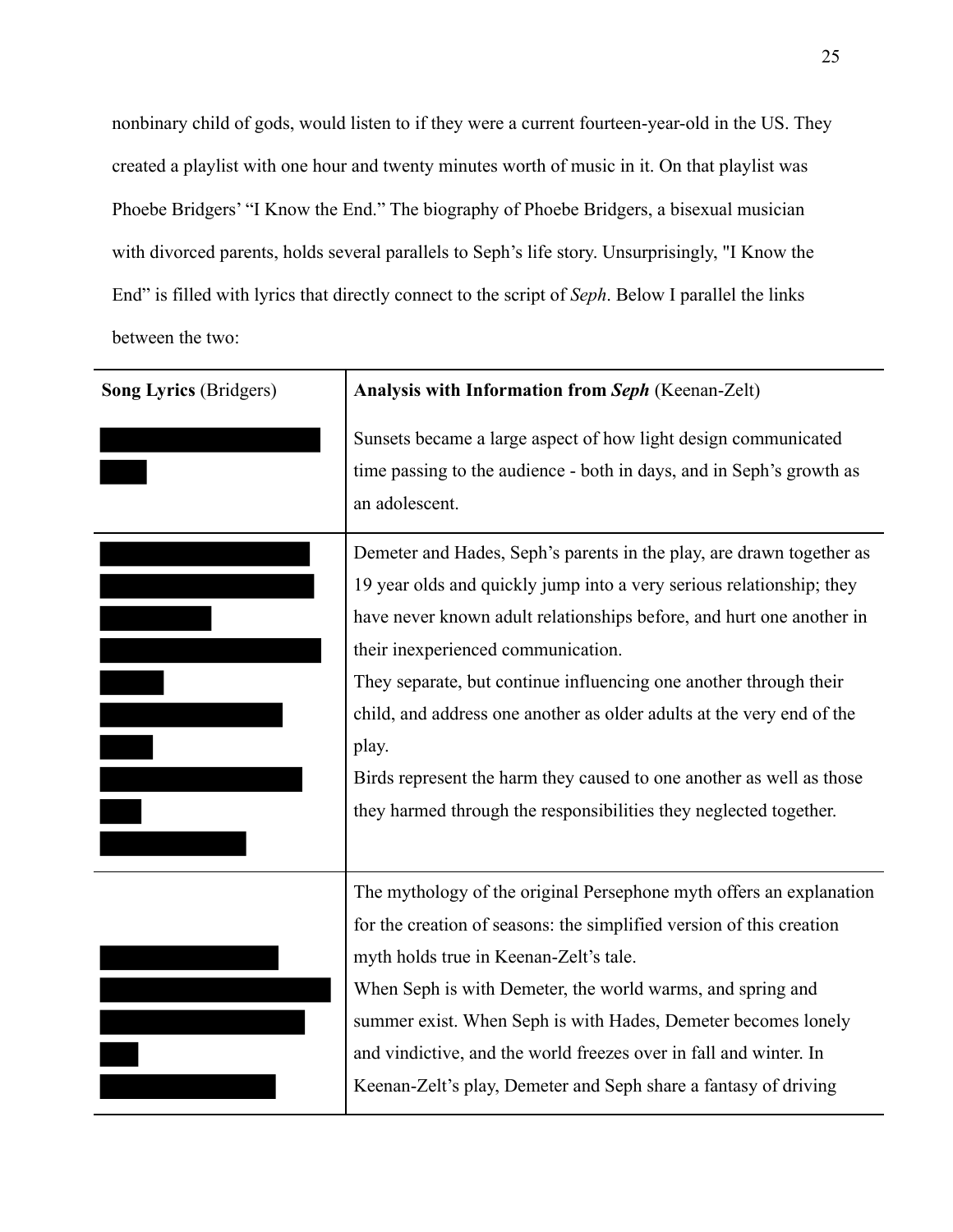nonbinary child of gods, would listen to if they were a current fourteen-year-old in the US. They created a playlist with one hour and twenty minutes worth of music in it. On that playlist was Phoebe Bridgers' "I Know the End." The biography of Phoebe Bridgers, a bisexual musician with divorced parents, holds several parallels to Seph's life story. Unsurprisingly, "I Know the End" is filled with lyrics that directly connect to the script of *Seph*. Below I parallel the links between the two:

| **Song Lyrics** (Bridgers) | **Analysis with Information from *Seph*** (Keenan-Zelt) |
|---|---|
| [redacted] | Sunsets became a large aspect of how light design communicated time passing to the audience - both in days, and in Seph's growth as an adolescent. |
| [redacted] | Demeter and Hades, Seph's parents in the play, are drawn together as 19 year olds and quickly jump into a very serious relationship; they have never known adult relationships before, and hurt one another in their inexperienced communication.<br>They separate, but continue influencing one another through their child, and address one another as older adults at the very end of the play.<br>Birds represent the harm they caused to one another as well as those they harmed through the responsibilities they neglected together. |
| [redacted] | The mythology of the original Persephone myth offers an explanation for the creation of seasons: the simplified version of this creation myth holds true in Keenan-Zelt's tale.<br>When Seph is with Demeter, the world warms, and spring and summer exist. When Seph is with Hades, Demeter becomes lonely and vindictive, and the world freezes over in fall and winter. In Keenan-Zelt's play, Demeter and Seph share a fantasy of driving |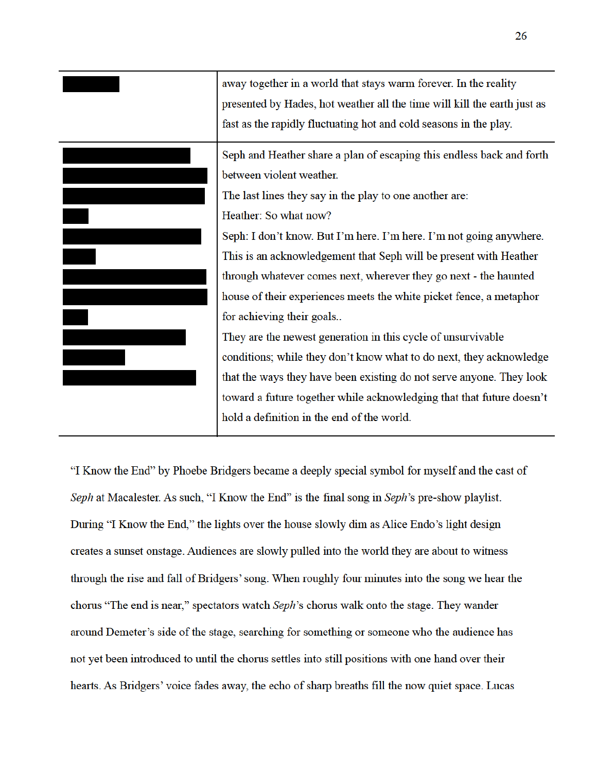| | |
|---|---|
| █████ | away together in a world that stays warm forever. In the reality presented by Hades, hot weather all the time will kill the earth just as fast as the rapidly fluctuating hot and cold seasons in the play. |
| █████ | Seph and Heather share a plan of escaping this endless back and forth between violent weather.<br>The last lines they say in the play to one another are:<br>Heather: So what now?<br>Seph: I don't know. But I'm here. I'm here. I'm not going anywhere.<br>This is an acknowledgement that Seph will be present with Heather through whatever comes next, wherever they go next - the haunted house of their experiences meets the white picket fence, a metaphor for achieving their goals..<br>They are the newest generation in this cycle of unsurvivable conditions; while they don't know what to do next, they acknowledge that the ways they have been existing do not serve anyone. They look toward a future together while acknowledging that that future doesn't hold a definition in the end of the world. |

"I Know the End" by Phoebe Bridgers became a deeply special symbol for myself and the cast of *Seph* at Macalester. As such, "I Know the End" is the final song in *Seph*'s pre-show playlist. During "I Know the End," the lights over the house slowly dim as Alice Endo's light design creates a sunset onstage. Audiences are slowly pulled into the world they are about to witness through the rise and fall of Bridgers' song. When roughly four minutes into the song we hear the chorus "The end is near," spectators watch *Seph*'s chorus walk onto the stage. They wander around Demeter's side of the stage, searching for something or someone who the audience has not yet been introduced to until the chorus settles into still positions with one hand over their hearts. As Bridgers' voice fades away, the echo of sharp breaths fill the now quiet space. Lucas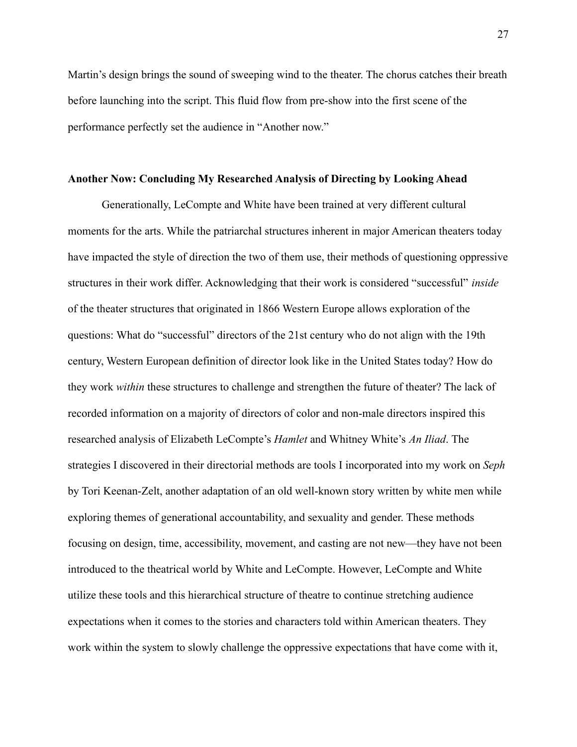Martin's design brings the sound of sweeping wind to the theater. The chorus catches their breath before launching into the script. This fluid flow from pre-show into the first scene of the performance perfectly set the audience in "Another now."

**Another Now: Concluding My Researched Analysis of Directing by Looking Ahead**

Generationally, LeCompte and White have been trained at very different cultural moments for the arts. While the patriarchal structures inherent in major American theaters today have impacted the style of direction the two of them use, their methods of questioning oppressive structures in their work differ. Acknowledging that their work is considered "successful" *inside* of the theater structures that originated in 1866 Western Europe allows exploration of the questions: What do "successful" directors of the 21st century who do not align with the 19th century, Western European definition of director look like in the United States today? How do they work *within* these structures to challenge and strengthen the future of theater? The lack of recorded information on a majority of directors of color and non-male directors inspired this researched analysis of Elizabeth LeCompte's *Hamlet* and Whitney White's *An Iliad*. The strategies I discovered in their directorial methods are tools I incorporated into my work on *Seph* by Tori Keenan-Zelt, another adaptation of an old well-known story written by white men while exploring themes of generational accountability, and sexuality and gender. These methods focusing on design, time, accessibility, movement, and casting are not new—they have not been introduced to the theatrical world by White and LeCompte. However, LeCompte and White utilize these tools and this hierarchical structure of theatre to continue stretching audience expectations when it comes to the stories and characters told within American theaters. They work within the system to slowly challenge the oppressive expectations that have come with it,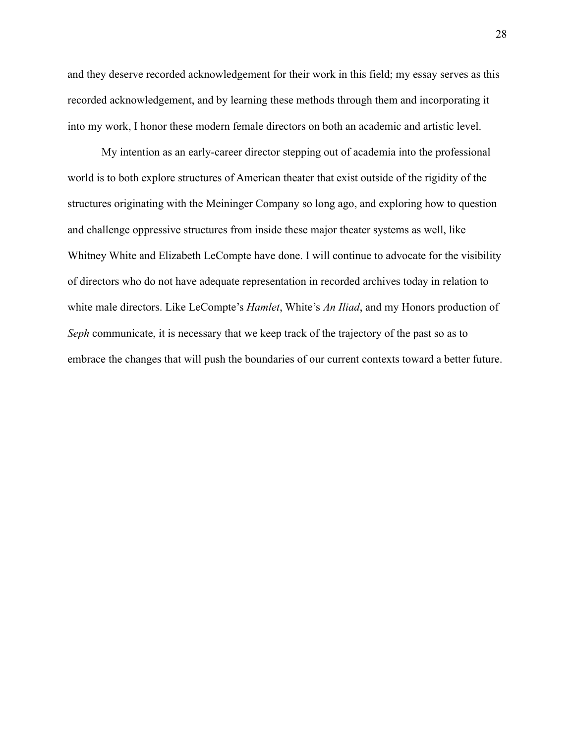and they deserve recorded acknowledgement for their work in this field; my essay serves as this recorded acknowledgement, and by learning these methods through them and incorporating it into my work, I honor these modern female directors on both an academic and artistic level.

My intention as an early-career director stepping out of academia into the professional world is to both explore structures of American theater that exist outside of the rigidity of the structures originating with the Meininger Company so long ago, and exploring how to question and challenge oppressive structures from inside these major theater systems as well, like Whitney White and Elizabeth LeCompte have done. I will continue to advocate for the visibility of directors who do not have adequate representation in recorded archives today in relation to white male directors. Like LeCompte's *Hamlet*, White's *An Iliad*, and my Honors production of *Seph* communicate, it is necessary that we keep track of the trajectory of the past so as to embrace the changes that will push the boundaries of our current contexts toward a better future.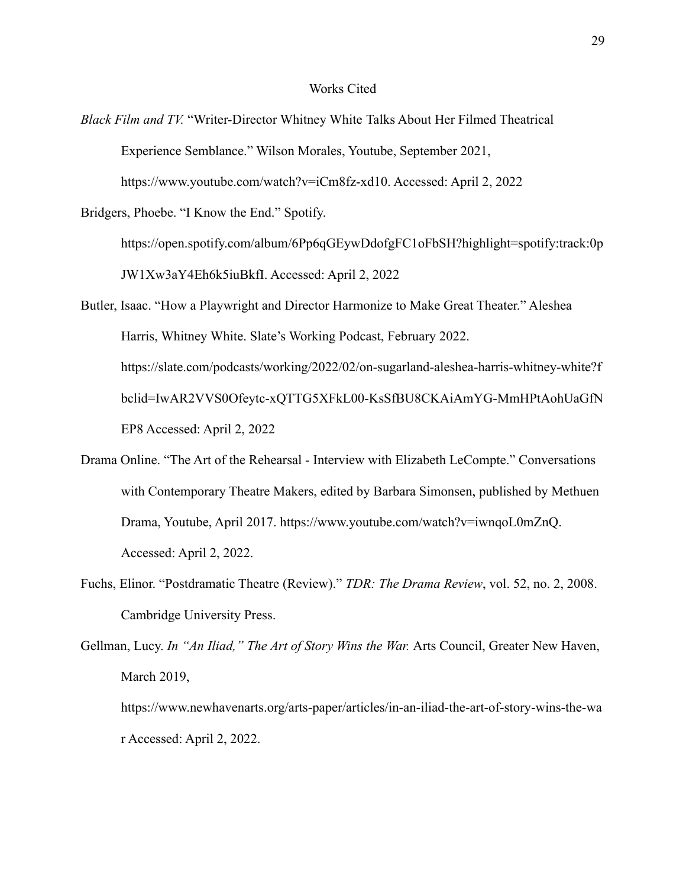# Works Cited

*Black Film and TV.* "Writer-Director Whitney White Talks About Her Filmed Theatrical Experience Semblance." Wilson Morales, Youtube, September 2021, https://www.youtube.com/watch?v=iCm8fz-xd10. Accessed: April 2, 2022

Bridgers, Phoebe. "I Know the End." Spotify. https://open.spotify.com/album/6Pp6qGEywDdofgFC1oFbSH?highlight=spotify:track:0pJW1Xw3aY4Eh6k5iuBkfI. Accessed: April 2, 2022

Butler, Isaac. "How a Playwright and Director Harmonize to Make Great Theater." Aleshea Harris, Whitney White. Slate's Working Podcast, February 2022. https://slate.com/podcasts/working/2022/02/on-sugarland-aleshea-harris-whitney-white?fbclid=IwAR2VVS0Ofeytc-xQTTG5XFkL00-KsSfBU8CKAiAmYG-MmHPtAohUaGfNEP8 Accessed: April 2, 2022

Drama Online. "The Art of the Rehearsal - Interview with Elizabeth LeCompte." Conversations with Contemporary Theatre Makers, edited by Barbara Simonsen, published by Methuen Drama, Youtube, April 2017. https://www.youtube.com/watch?v=iwnqoL0mZnQ. Accessed: April 2, 2022.

Fuchs, Elinor. "Postdramatic Theatre (Review)." *TDR: The Drama Review*, vol. 52, no. 2, 2008. Cambridge University Press.

Gellman, Lucy. *In "An Iliad," The Art of Story Wins the War.* Arts Council, Greater New Haven, March 2019, https://www.newhavenarts.org/arts-paper/articles/in-an-iliad-the-art-of-story-wins-the-war Accessed: April 2, 2022.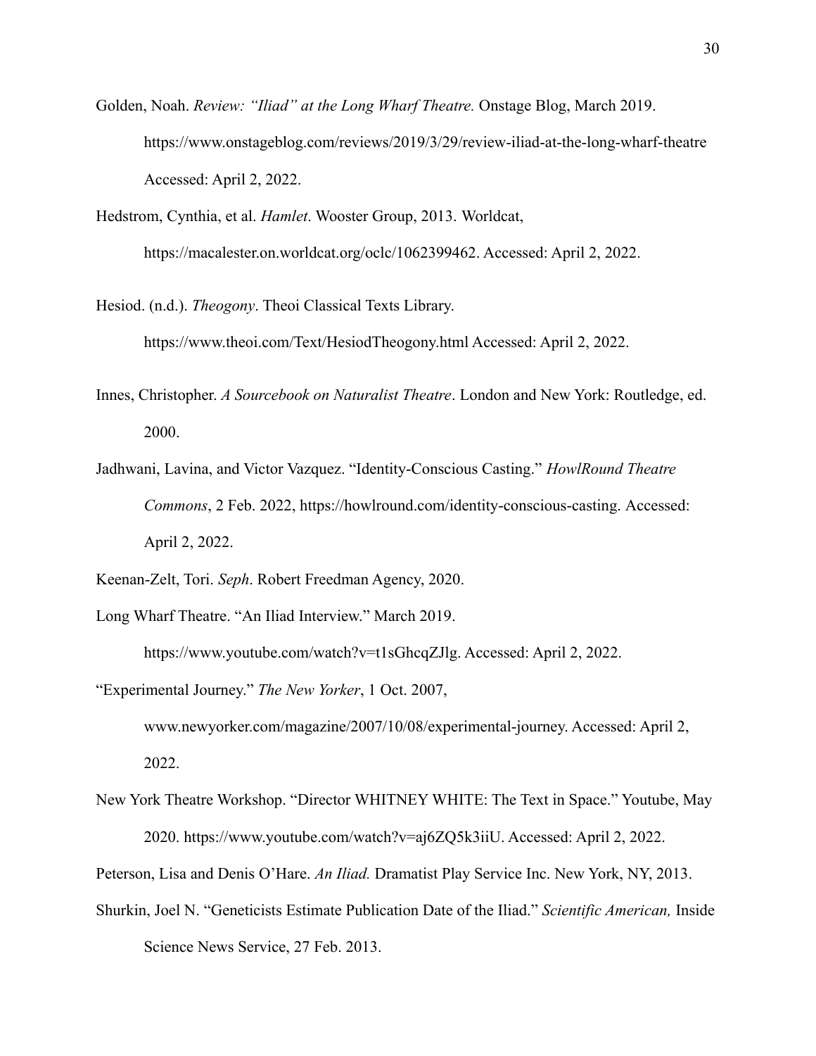Golden, Noah. *Review: "Iliad" at the Long Wharf Theatre.* Onstage Blog, March 2019. https://www.onstageblog.com/reviews/2019/3/29/review-iliad-at-the-long-wharf-theatre Accessed: April 2, 2022.

Hedstrom, Cynthia, et al. *Hamlet*. Wooster Group, 2013. Worldcat, https://macalester.on.worldcat.org/oclc/1062399462. Accessed: April 2, 2022.

Hesiod. (n.d.). *Theogony*. Theoi Classical Texts Library. https://www.theoi.com/Text/HesiodTheogony.html Accessed: April 2, 2022.

Innes, Christopher. *A Sourcebook on Naturalist Theatre*. London and New York: Routledge, ed. 2000.

Jadhwani, Lavina, and Victor Vazquez. "Identity-Conscious Casting." *HowlRound Theatre Commons*, 2 Feb. 2022, https://howlround.com/identity-conscious-casting. Accessed: April 2, 2022.

Keenan-Zelt, Tori. *Seph*. Robert Freedman Agency, 2020.

Long Wharf Theatre. "An Iliad Interview." March 2019. https://www.youtube.com/watch?v=t1sGhcqZJlg. Accessed: April 2, 2022.

"Experimental Journey." *The New Yorker*, 1 Oct. 2007, www.newyorker.com/magazine/2007/10/08/experimental-journey. Accessed: April 2, 2022.

New York Theatre Workshop. "Director WHITNEY WHITE: The Text in Space." Youtube, May 2020. https://www.youtube.com/watch?v=aj6ZQ5k3iiU. Accessed: April 2, 2022.

Peterson, Lisa and Denis O'Hare. *An Iliad.* Dramatist Play Service Inc. New York, NY, 2013.

Shurkin, Joel N. "Geneticists Estimate Publication Date of the Iliad." *Scientific American,* Inside Science News Service, 27 Feb. 2013.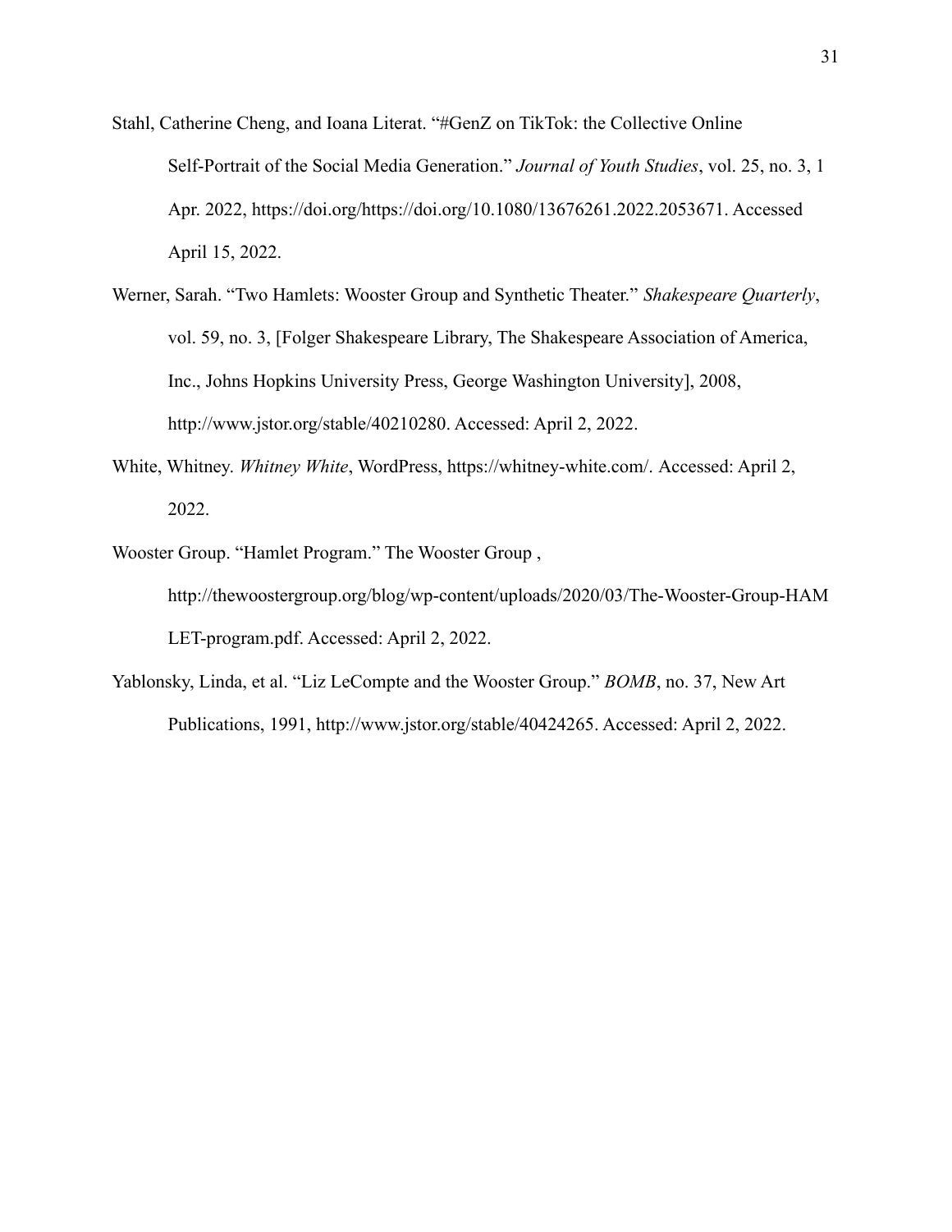Stahl, Catherine Cheng, and Ioana Literat. "#GenZ on TikTok: the Collective Online Self-Portrait of the Social Media Generation." *Journal of Youth Studies*, vol. 25, no. 3, 1 Apr. 2022, https://doi.org/https://doi.org/10.1080/13676261.2022.2053671. Accessed April 15, 2022.

Werner, Sarah. "Two Hamlets: Wooster Group and Synthetic Theater." *Shakespeare Quarterly*, vol. 59, no. 3, [Folger Shakespeare Library, The Shakespeare Association of America, Inc., Johns Hopkins University Press, George Washington University], 2008, http://www.jstor.org/stable/40210280. Accessed: April 2, 2022.

White, Whitney. *Whitney White*, WordPress, https://whitney-white.com/. Accessed: April 2, 2022.

Wooster Group. "Hamlet Program." The Wooster Group , http://thewoostergroup.org/blog/wp-content/uploads/2020/03/The-Wooster-Group-HAMLET-program.pdf. Accessed: April 2, 2022.

Yablonsky, Linda, et al. "Liz LeCompte and the Wooster Group." *BOMB*, no. 37, New Art Publications, 1991, http://www.jstor.org/stable/40424265. Accessed: April 2, 2022.